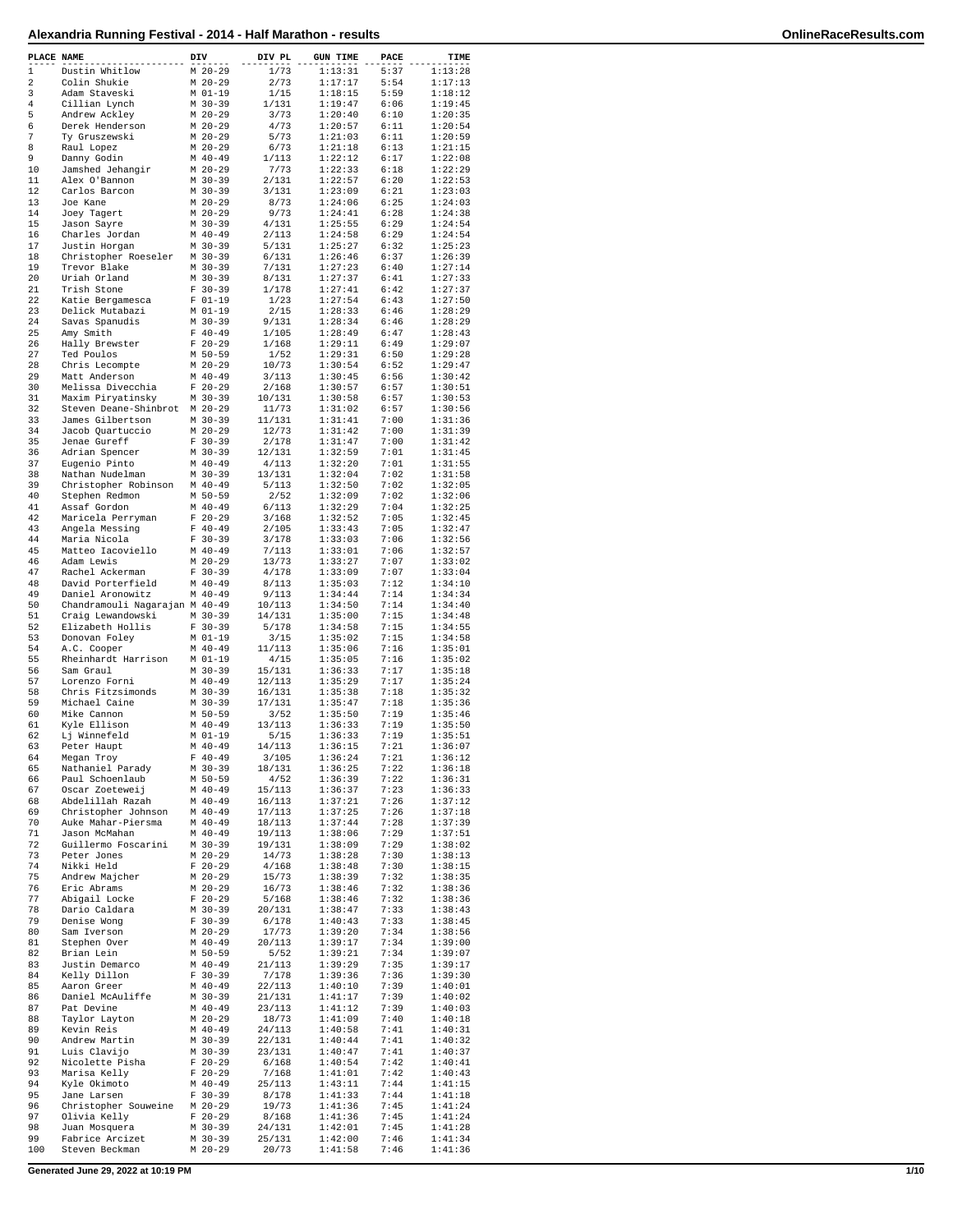# Alexandria Running Festival - 2014 - Half Marathon - results

| PLACE | NAME | DIV | DIV PL | GUN TIME | PACE | TIME |
|---|---|---|---|---|---|---|
| 1 | Dustin Whitlow | M 20-29 | 1/73 | 1:13:31 | 5:37 | 1:13:28 |
| 2 | Colin Shukie | M 20-29 | 2/73 | 1:17:17 | 5:54 | 1:17:13 |
| 3 | Adam Staveski | M 01-19 | 1/15 | 1:18:15 | 5:59 | 1:18:12 |
| 4 | Cillian Lynch | M 30-39 | 1/131 | 1:19:47 | 6:06 | 1:19:45 |
| 5 | Andrew Ackley | M 20-29 | 3/73 | 1:20:40 | 6:10 | 1:20:35 |
| 6 | Derek Henderson | M 20-29 | 4/73 | 1:20:57 | 6:11 | 1:20:54 |
| 7 | Ty Gruszewski | M 20-29 | 5/73 | 1:21:03 | 6:11 | 1:20:59 |
| 8 | Raul Lopez | M 20-29 | 6/73 | 1:21:18 | 6:13 | 1:21:15 |
| 9 | Danny Godin | M 40-49 | 1/113 | 1:22:12 | 6:17 | 1:22:08 |
| 10 | Jamshed Jehangir | M 20-29 | 7/73 | 1:22:33 | 6:18 | 1:22:29 |
| 11 | Alex O'Bannon | M 30-39 | 2/131 | 1:22:57 | 6:20 | 1:22:53 |
| 12 | Carlos Barcon | M 30-39 | 3/131 | 1:23:09 | 6:21 | 1:23:03 |
| 13 | Joe Kane | M 20-29 | 8/73 | 1:24:06 | 6:25 | 1:24:03 |
| 14 | Joey Tagert | M 20-29 | 9/73 | 1:24:41 | 6:28 | 1:24:38 |
| 15 | Jason Sayre | M 30-39 | 4/131 | 1:25:55 | 6:29 | 1:24:54 |
| 16 | Charles Jordan | M 40-49 | 2/113 | 1:24:58 | 6:29 | 1:24:54 |
| 17 | Justin Horgan | M 30-39 | 5/131 | 1:25:27 | 6:32 | 1:25:23 |
| 18 | Christopher Roeseler | M 30-39 | 6/131 | 1:26:46 | 6:37 | 1:26:39 |
| 19 | Trevor Blake | M 30-39 | 7/131 | 1:27:23 | 6:40 | 1:27:14 |
| 20 | Uriah Orland | M 30-39 | 8/131 | 1:27:37 | 6:41 | 1:27:33 |
| 21 | Trish Stone | F 30-39 | 1/178 | 1:27:41 | 6:42 | 1:27:37 |
| 22 | Katie Bergamesca | F 01-19 | 1/23 | 1:27:54 | 6:43 | 1:27:50 |
| 23 | Delick Mutabazi | M 01-19 | 2/15 | 1:28:33 | 6:46 | 1:28:29 |
| 24 | Savas Spanudis | M 30-39 | 9/131 | 1:28:34 | 6:46 | 1:28:29 |
| 25 | Amy Smith | F 40-49 | 1/105 | 1:28:49 | 6:47 | 1:28:43 |
| 26 | Hally Brewster | F 20-29 | 1/168 | 1:29:11 | 6:49 | 1:29:07 |
| 27 | Ted Poulos | M 50-59 | 1/52 | 1:29:31 | 6:50 | 1:29:28 |
| 28 | Chris Lecompte | M 20-29 | 10/73 | 1:30:54 | 6:52 | 1:29:47 |
| 29 | Matt Anderson | M 40-49 | 3/113 | 1:30:45 | 6:56 | 1:30:42 |
| 30 | Melissa Divecchia | F 20-29 | 2/168 | 1:30:57 | 6:57 | 1:30:51 |
| 31 | Maxim Piryatinsky | M 30-39 | 10/131 | 1:30:58 | 6:57 | 1:30:53 |
| 32 | Steven Deane-Shinbrot | M 20-29 | 11/73 | 1:31:02 | 6:57 | 1:30:56 |
| 33 | James Gilbertson | M 30-39 | 11/131 | 1:31:41 | 7:00 | 1:31:36 |
| 34 | Jacob Quartuccio | M 20-29 | 12/73 | 1:31:42 | 7:00 | 1:31:39 |
| 35 | Jenae Gureff | F 30-39 | 2/178 | 1:31:47 | 7:00 | 1:31:42 |
| 36 | Adrian Spencer | M 30-39 | 12/131 | 1:32:59 | 7:01 | 1:31:45 |
| 37 | Eugenio Pinto | M 40-49 | 4/113 | 1:32:20 | 7:01 | 1:31:55 |
| 38 | Nathan Nudelman | M 30-39 | 13/131 | 1:32:04 | 7:02 | 1:31:58 |
| 39 | Christopher Robinson | M 40-49 | 5/113 | 1:32:50 | 7:02 | 1:32:05 |
| 40 | Stephen Redmon | M 50-59 | 2/52 | 1:32:09 | 7:02 | 1:32:06 |
| 41 | Assaf Gordon | M 40-49 | 6/113 | 1:32:29 | 7:04 | 1:32:25 |
| 42 | Maricela Perryman | F 20-29 | 3/168 | 1:32:52 | 7:05 | 1:32:45 |
| 43 | Angela Messing | F 40-49 | 2/105 | 1:33:43 | 7:05 | 1:32:47 |
| 44 | Maria Nicola | F 30-39 | 3/178 | 1:33:03 | 7:06 | 1:32:56 |
| 45 | Matteo Iacoviello | M 40-49 | 7/113 | 1:33:01 | 7:06 | 1:32:57 |
| 46 | Adam Lewis | M 20-29 | 13/73 | 1:33:27 | 7:07 | 1:33:02 |
| 47 | Rachel Ackerman | F 30-39 | 4/178 | 1:33:09 | 7:07 | 1:33:04 |
| 48 | David Porterfield | M 40-49 | 8/113 | 1:35:03 | 7:12 | 1:34:10 |
| 49 | Daniel Aronowitz | M 40-49 | 9/113 | 1:34:44 | 7:14 | 1:34:34 |
| 50 | Chandramouli Nagarajan | M 40-49 | 10/113 | 1:34:50 | 7:14 | 1:34:40 |
| 51 | Craig Lewandowski | M 30-39 | 14/131 | 1:35:00 | 7:15 | 1:34:48 |
| 52 | Elizabeth Hollis | F 30-39 | 5/178 | 1:34:58 | 7:15 | 1:34:55 |
| 53 | Donovan Foley | M 01-19 | 3/15 | 1:35:02 | 7:15 | 1:34:58 |
| 54 | A.C. Cooper | M 40-49 | 11/113 | 1:35:06 | 7:16 | 1:35:01 |
| 55 | Rheinhardt Harrison | M 01-19 | 4/15 | 1:35:05 | 7:16 | 1:35:02 |
| 56 | Sam Graul | M 30-39 | 15/131 | 1:36:33 | 7:17 | 1:35:18 |
| 57 | Lorenzo Forni | M 40-49 | 12/113 | 1:35:29 | 7:17 | 1:35:24 |
| 58 | Chris Fitzsimonds | M 30-39 | 16/131 | 1:35:38 | 7:18 | 1:35:32 |
| 59 | Michael Caine | M 30-39 | 17/131 | 1:35:47 | 7:18 | 1:35:36 |
| 60 | Mike Cannon | M 50-59 | 3/52 | 1:35:50 | 7:19 | 1:35:46 |
| 61 | Kyle Ellison | M 40-49 | 13/113 | 1:36:33 | 7:19 | 1:35:50 |
| 62 | Lj Winnefeld | M 01-19 | 5/15 | 1:36:33 | 7:19 | 1:35:51 |
| 63 | Peter Haupt | M 40-49 | 14/113 | 1:36:15 | 7:21 | 1:36:07 |
| 64 | Megan Troy | F 40-49 | 3/105 | 1:36:24 | 7:21 | 1:36:12 |
| 65 | Nathaniel Parady | M 30-39 | 18/131 | 1:36:25 | 7:22 | 1:36:18 |
| 66 | Paul Schoenlaub | M 50-59 | 4/52 | 1:36:39 | 7:22 | 1:36:31 |
| 67 | Oscar Zoeteweij | M 40-49 | 15/113 | 1:36:37 | 7:23 | 1:36:33 |
| 68 | Abdelillah Razah | M 40-49 | 16/113 | 1:37:21 | 7:26 | 1:37:12 |
| 69 | Christopher Johnson | M 40-49 | 17/113 | 1:37:25 | 7:26 | 1:37:18 |
| 70 | Auke Mahar-Piersma | M 40-49 | 18/113 | 1:37:44 | 7:28 | 1:37:39 |
| 71 | Jason McMahan | M 40-49 | 19/113 | 1:38:06 | 7:29 | 1:37:51 |
| 72 | Guillermo Foscarini | M 30-39 | 19/131 | 1:38:09 | 7:29 | 1:38:02 |
| 73 | Peter Jones | M 20-29 | 14/73 | 1:38:28 | 7:30 | 1:38:13 |
| 74 | Nikki Held | F 20-29 | 4/168 | 1:38:48 | 7:30 | 1:38:15 |
| 75 | Andrew Majcher | M 20-29 | 15/73 | 1:38:39 | 7:32 | 1:38:35 |
| 76 | Eric Abrams | M 20-29 | 16/73 | 1:38:46 | 7:32 | 1:38:36 |
| 77 | Abigail Locke | F 20-29 | 5/168 | 1:38:46 | 7:32 | 1:38:36 |
| 78 | Dario Caldara | M 30-39 | 20/131 | 1:38:47 | 7:33 | 1:38:43 |
| 79 | Denise Wong | F 30-39 | 6/178 | 1:40:43 | 7:33 | 1:38:45 |
| 80 | Sam Iverson | M 20-29 | 17/73 | 1:39:20 | 7:34 | 1:38:56 |
| 81 | Stephen Over | M 40-49 | 20/113 | 1:39:17 | 7:34 | 1:39:00 |
| 82 | Brian Lein | M 50-59 | 5/52 | 1:39:21 | 7:34 | 1:39:07 |
| 83 | Justin Demarco | M 40-49 | 21/113 | 1:39:29 | 7:35 | 1:39:17 |
| 84 | Kelly Dillon | F 30-39 | 7/178 | 1:39:36 | 7:36 | 1:39:30 |
| 85 | Aaron Greer | M 40-49 | 22/113 | 1:40:10 | 7:39 | 1:40:01 |
| 86 | Daniel McAuliffe | M 30-39 | 21/131 | 1:41:17 | 7:39 | 1:40:02 |
| 87 | Pat Devine | M 40-49 | 23/113 | 1:41:12 | 7:39 | 1:40:03 |
| 88 | Taylor Layton | M 20-29 | 18/73 | 1:41:09 | 7:40 | 1:40:18 |
| 89 | Kevin Reis | M 40-49 | 24/113 | 1:40:58 | 7:41 | 1:40:31 |
| 90 | Andrew Martin | M 30-39 | 22/131 | 1:40:44 | 7:41 | 1:40:32 |
| 91 | Luis Clavijo | M 30-39 | 23/131 | 1:40:47 | 7:41 | 1:40:37 |
| 92 | Nicolette Pisha | F 20-29 | 6/168 | 1:40:54 | 7:42 | 1:40:41 |
| 93 | Marisa Kelly | F 20-29 | 7/168 | 1:41:01 | 7:42 | 1:40:43 |
| 94 | Kyle Okimoto | M 40-49 | 25/113 | 1:43:11 | 7:44 | 1:41:15 |
| 95 | Jane Larsen | F 30-39 | 8/178 | 1:41:33 | 7:44 | 1:41:18 |
| 96 | Christopher Souweine | M 20-29 | 19/73 | 1:41:36 | 7:45 | 1:41:24 |
| 97 | Olivia Kelly | F 20-29 | 8/168 | 1:41:36 | 7:45 | 1:41:24 |
| 98 | Juan Mosquera | M 30-39 | 24/131 | 1:42:01 | 7:45 | 1:41:28 |
| 99 | Fabrice Arcizet | M 30-39 | 25/131 | 1:42:00 | 7:46 | 1:41:34 |
| 100 | Steven Beckman | M 20-29 | 20/73 | 1:41:58 | 7:46 | 1:41:36 |

Generated June 29, 2022 at 10:19 PM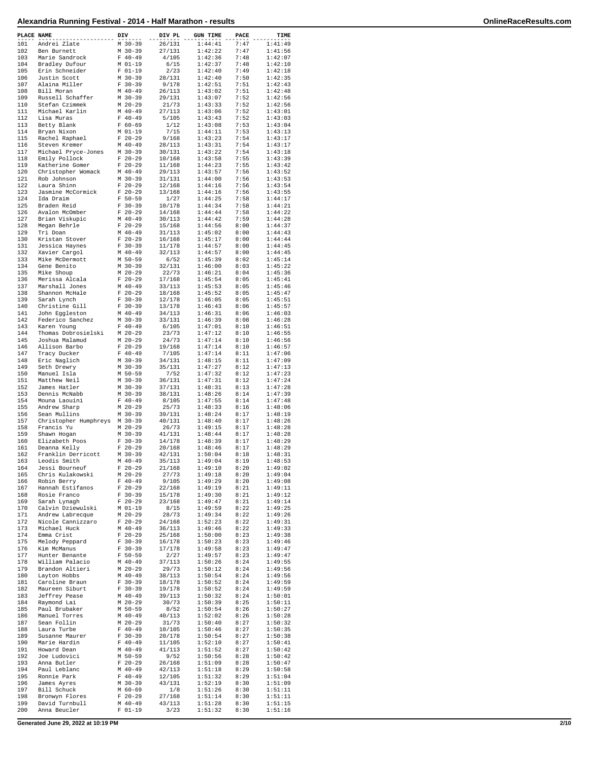# Alexandria Running Festival - 2014 - Half Marathon - results

| PLACE | NAME | DIV | DIV PL | GUN TIME | PACE | TIME |
|---|---|---|---|---|---|---|
| 101 | Andrei Zlate | M 30-39 | 26/131 | 1:44:41 | 7:47 | 1:41:49 |
| 102 | Ben Burnett | M 30-39 | 27/131 | 1:42:22 | 7:47 | 1:41:56 |
| 103 | Marie Sandrock | F 40-49 | 4/105 | 1:42:36 | 7:48 | 1:42:07 |
| 104 | Bradley Dufour | M 01-19 | 6/15 | 1:42:37 | 7:48 | 1:42:10 |
| 105 | Erin Schneider | F 01-19 | 2/23 | 1:42:40 | 7:49 | 1:42:18 |
| 106 | Justin Scott | M 30-39 | 28/131 | 1:42:40 | 7:50 | 1:42:35 |
| 107 | Alaina Miller | F 30-39 | 9/178 | 1:42:51 | 7:51 | 1:42:43 |
| 108 | Bill Moran | M 40-49 | 26/113 | 1:43:02 | 7:51 | 1:42:48 |
| 109 | Russell Schaffer | M 30-39 | 29/131 | 1:43:07 | 7:52 | 1:42:56 |
| 110 | Stefan Czimmek | M 20-29 | 21/73 | 1:43:33 | 7:52 | 1:42:56 |
| 111 | Michael Karlin | M 40-49 | 27/113 | 1:43:06 | 7:52 | 1:43:01 |
| 112 | Lisa Muras | F 40-49 | 5/105 | 1:43:43 | 7:52 | 1:43:03 |
| 113 | Betty Blank | F 60-69 | 1/12 | 1:43:08 | 7:53 | 1:43:04 |
| 114 | Bryan Nixon | M 01-19 | 7/15 | 1:44:11 | 7:53 | 1:43:13 |
| 115 | Rachel Raphael | F 20-29 | 9/168 | 1:43:23 | 7:54 | 1:43:17 |
| 116 | Steven Kremer | M 40-49 | 28/113 | 1:43:31 | 7:54 | 1:43:17 |
| 117 | Michael Pryce-Jones | M 30-39 | 30/131 | 1:43:22 | 7:54 | 1:43:18 |
| 118 | Emily Pollock | F 20-29 | 10/168 | 1:43:58 | 7:55 | 1:43:39 |
| 119 | Katherine Gomer | F 20-29 | 11/168 | 1:44:23 | 7:55 | 1:43:42 |
| 120 | Christopher Womack | M 40-49 | 29/113 | 1:43:57 | 7:56 | 1:43:52 |
| 121 | Rob Johnson | M 30-39 | 31/131 | 1:44:00 | 7:56 | 1:43:53 |
| 122 | Laura Shinn | F 20-29 | 12/168 | 1:44:16 | 7:56 | 1:43:54 |
| 123 | Jasmine McCormick | F 20-29 | 13/168 | 1:44:16 | 7:56 | 1:43:55 |
| 124 | Ida Draim | F 50-59 | 1/27 | 1:44:25 | 7:58 | 1:44:17 |
| 125 | Braden Reid | F 30-39 | 10/178 | 1:44:34 | 7:58 | 1:44:21 |
| 126 | Avalon McOmber | F 20-29 | 14/168 | 1:44:44 | 7:58 | 1:44:22 |
| 127 | Brian Viskupic | M 40-49 | 30/113 | 1:44:42 | 7:59 | 1:44:28 |
| 128 | Megan Behrle | F 20-29 | 15/168 | 1:44:56 | 8:00 | 1:44:37 |
| 129 | Tri Doan | M 40-49 | 31/113 | 1:45:02 | 8:00 | 1:44:43 |
| 130 | Kristan Stover | F 20-29 | 16/168 | 1:45:17 | 8:00 | 1:44:44 |
| 131 | Jessica Haynes | F 30-39 | 11/178 | 1:44:57 | 8:00 | 1:44:45 |
| 132 | Xavier Cargol | M 40-49 | 32/113 | 1:44:57 | 8:00 | 1:44:45 |
| 133 | Mike McDermott | M 50-59 | 6/52 | 1:45:39 | 8:02 | 1:45:14 |
| 134 | Gene Benito | M 30-39 | 32/131 | 1:46:00 | 8:03 | 1:45:22 |
| 135 | Mike Shoup | M 20-29 | 22/73 | 1:46:21 | 8:04 | 1:45:36 |
| 136 | Merissa Alcala | F 20-29 | 17/168 | 1:45:54 | 8:05 | 1:45:41 |
| 137 | Marshall Jones | M 40-49 | 33/113 | 1:45:53 | 8:05 | 1:45:46 |
| 138 | Shannon McHale | F 20-29 | 18/168 | 1:45:52 | 8:05 | 1:45:47 |
| 139 | Sarah Lynch | F 30-39 | 12/178 | 1:46:05 | 8:05 | 1:45:51 |
| 140 | Christine Gill | F 30-39 | 13/178 | 1:46:43 | 8:06 | 1:45:57 |
| 141 | John Eggleston | M 40-49 | 34/113 | 1:46:31 | 8:06 | 1:46:03 |
| 142 | Federico Sanchez | M 30-39 | 33/131 | 1:46:39 | 8:08 | 1:46:28 |
| 143 | Karen Young | F 40-49 | 6/105 | 1:47:01 | 8:10 | 1:46:51 |
| 144 | Thomas Dobrosielski | M 20-29 | 23/73 | 1:47:12 | 8:10 | 1:46:55 |
| 145 | Joshua Malamud | M 20-29 | 24/73 | 1:47:14 | 8:10 | 1:46:56 |
| 146 | Allison Barbo | F 20-29 | 19/168 | 1:47:14 | 8:10 | 1:46:57 |
| 147 | Tracy Ducker | F 40-49 | 7/105 | 1:47:14 | 8:11 | 1:47:06 |
| 148 | Eric Naglich | M 30-39 | 34/131 | 1:48:15 | 8:11 | 1:47:09 |
| 149 | Seth Drewry | M 30-39 | 35/131 | 1:47:27 | 8:12 | 1:47:13 |
| 150 | Manuel Isla | M 50-59 | 7/52 | 1:47:32 | 8:12 | 1:47:23 |
| 151 | Matthew Neil | M 30-39 | 36/131 | 1:47:31 | 8:12 | 1:47:24 |
| 152 | James Hatler | M 30-39 | 37/131 | 1:48:31 | 8:13 | 1:47:28 |
| 153 | Dennis McNabb | M 30-39 | 38/131 | 1:48:26 | 8:14 | 1:47:39 |
| 154 | Mouna Laouini | F 40-49 | 8/105 | 1:47:55 | 8:14 | 1:47:48 |
| 155 | Andrew Sharp | M 20-29 | 25/73 | 1:48:33 | 8:16 | 1:48:06 |
| 156 | Sean Mullins | M 30-39 | 39/131 | 1:48:24 | 8:17 | 1:48:19 |
| 157 | Christopher Humphreys | M 30-39 | 40/131 | 1:48:40 | 8:17 | 1:48:26 |
| 158 | Francis Yu | M 20-29 | 26/73 | 1:49:15 | 8:17 | 1:48:28 |
| 159 | Shawn Hogan | M 30-39 | 41/131 | 1:48:44 | 8:17 | 1:48:28 |
| 160 | Elizabeth Poos | F 30-39 | 14/178 | 1:48:39 | 8:17 | 1:48:29 |
| 161 | Deanna Kelly | F 20-29 | 20/168 | 1:48:46 | 8:17 | 1:48:29 |
| 162 | Franklin Derricott | M 30-39 | 42/131 | 1:50:04 | 8:18 | 1:48:31 |
| 163 | Leodis Smith | M 40-49 | 35/113 | 1:49:04 | 8:19 | 1:48:53 |
| 164 | Jessi Bourneuf | F 20-29 | 21/168 | 1:49:10 | 8:20 | 1:49:02 |
| 165 | Chris Kulakowski | M 20-29 | 27/73 | 1:49:18 | 8:20 | 1:49:04 |
| 166 | Robin Berry | F 40-49 | 9/105 | 1:49:29 | 8:20 | 1:49:08 |
| 167 | Hannah Estifanos | F 20-29 | 22/168 | 1:49:19 | 8:21 | 1:49:11 |
| 168 | Rosie Franco | F 30-39 | 15/178 | 1:49:30 | 8:21 | 1:49:12 |
| 169 | Sarah Lynagh | F 20-29 | 23/168 | 1:49:47 | 8:21 | 1:49:14 |
| 170 | Calvin Dziewulski | M 01-19 | 8/15 | 1:49:59 | 8:22 | 1:49:25 |
| 171 | Andrew Labrecque | M 20-29 | 28/73 | 1:49:34 | 8:22 | 1:49:26 |
| 172 | Nicole Cannizzaro | F 20-29 | 24/168 | 1:52:23 | 8:22 | 1:49:31 |
| 173 | Michael Huck | M 40-49 | 36/113 | 1:49:46 | 8:22 | 1:49:33 |
| 174 | Emma Crist | F 20-29 | 25/168 | 1:50:00 | 8:23 | 1:49:38 |
| 175 | Melody Peppard | F 30-39 | 16/178 | 1:50:23 | 8:23 | 1:49:46 |
| 176 | Kim McManus | F 30-39 | 17/178 | 1:49:58 | 8:23 | 1:49:47 |
| 177 | Hunter Benante | F 50-59 | 2/27 | 1:49:57 | 8:23 | 1:49:47 |
| 178 | William Palacio | M 40-49 | 37/113 | 1:50:26 | 8:24 | 1:49:55 |
| 179 | Brandon Altieri | M 20-29 | 29/73 | 1:50:12 | 8:24 | 1:49:56 |
| 180 | Layton Hobbs | M 40-49 | 38/113 | 1:50:54 | 8:24 | 1:49:56 |
| 181 | Caroline Braun | F 30-39 | 18/178 | 1:50:52 | 8:24 | 1:49:59 |
| 182 | Maureen Siburt | F 30-39 | 19/178 | 1:50:52 | 8:24 | 1:49:59 |
| 183 | Jeffrey Pease | M 40-49 | 39/113 | 1:50:32 | 8:24 | 1:50:01 |
| 184 | Raymond Lai | M 20-29 | 30/73 | 1:50:39 | 8:25 | 1:50:11 |
| 185 | Paul Brubaker | M 50-59 | 8/52 | 1:50:54 | 8:26 | 1:50:27 |
| 186 | Manuel Torres | M 40-49 | 40/113 | 1:52:02 | 8:26 | 1:50:28 |
| 187 | Sean Follin | M 20-29 | 31/73 | 1:50:40 | 8:27 | 1:50:32 |
| 188 | Laura Turbe | F 40-49 | 10/105 | 1:50:46 | 8:27 | 1:50:35 |
| 189 | Susanne Maurer | F 30-39 | 20/178 | 1:50:54 | 8:27 | 1:50:38 |
| 190 | Marie Hardin | F 40-49 | 11/105 | 1:52:10 | 8:27 | 1:50:41 |
| 191 | Howard Dean | M 40-49 | 41/113 | 1:51:52 | 8:27 | 1:50:42 |
| 192 | Joe Ludovici | M 50-59 | 9/52 | 1:50:56 | 8:28 | 1:50:42 |
| 193 | Anna Butler | F 20-29 | 26/168 | 1:51:09 | 8:28 | 1:50:47 |
| 194 | Paul Leblanc | M 40-49 | 42/113 | 1:51:18 | 8:29 | 1:50:58 |
| 195 | Ronnie Park | F 40-49 | 12/105 | 1:51:32 | 8:29 | 1:51:04 |
| 196 | James Ayres | M 30-39 | 43/131 | 1:52:19 | 8:30 | 1:51:09 |
| 197 | Bill Schuck | M 60-69 | 1/8 | 1:51:26 | 8:30 | 1:51:11 |
| 198 | Bronwyn Flores | F 20-29 | 27/168 | 1:51:14 | 8:30 | 1:51:11 |
| 199 | David Turnbull | M 40-49 | 43/113 | 1:51:28 | 8:30 | 1:51:15 |
| 200 | Anna Beucler | F 01-19 | 3/23 | 1:51:32 | 8:30 | 1:51:16 |

Generated June 29, 2022 at 10:19 PM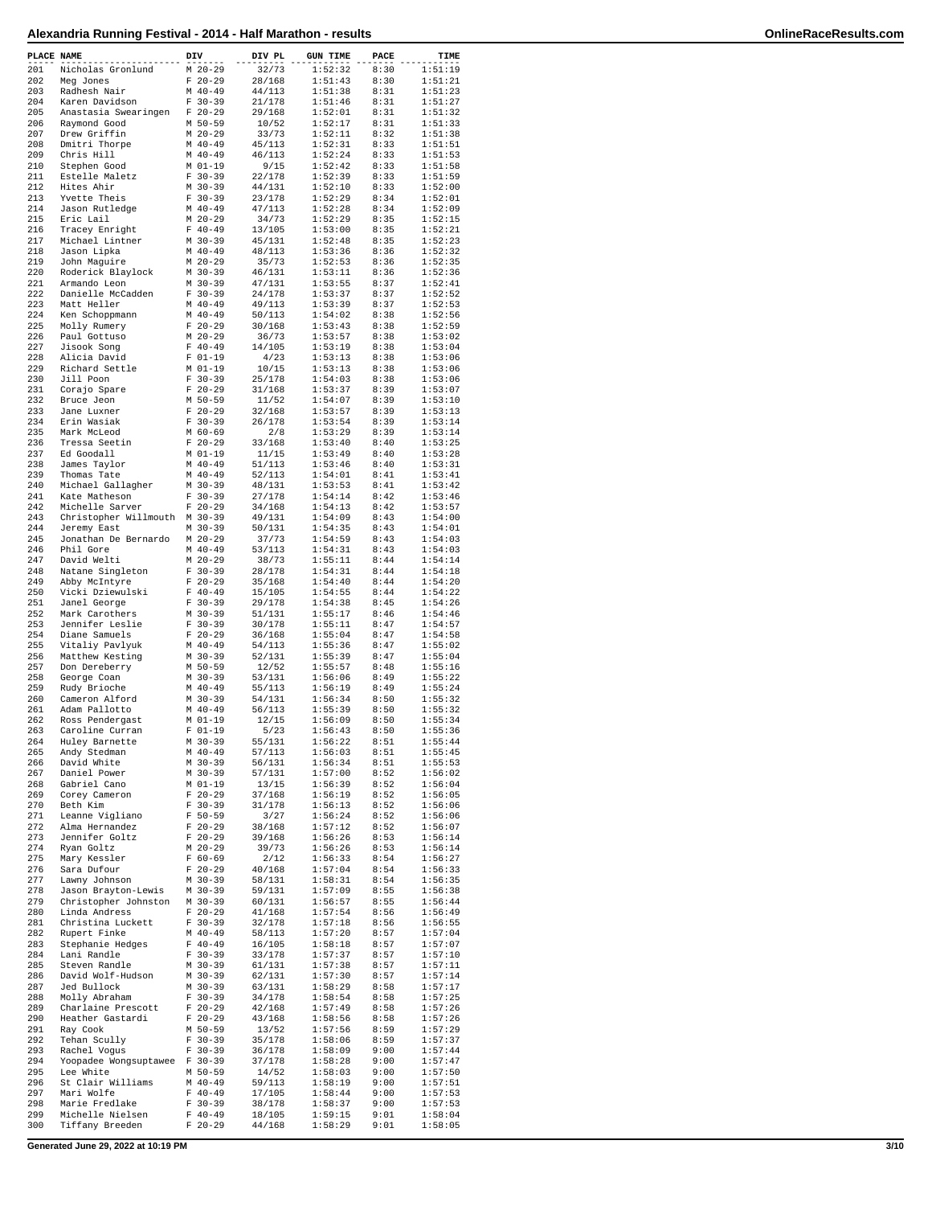# Alexandria Running Festival - 2014 - Half Marathon - results

| PLACE | NAME | DIV | DIV PL | GUN TIME | PACE | TIME |
|---|---|---|---|---|---|---|
| 201 | Nicholas Gronlund | M 20-29 | 32/73 | 1:52:32 | 8:30 | 1:51:19 |
| 202 | Meg Jones | F 20-29 | 28/168 | 1:51:43 | 8:30 | 1:51:21 |
| 203 | Radhesh Nair | M 40-49 | 44/113 | 1:51:38 | 8:31 | 1:51:23 |
| 204 | Karen Davidson | F 30-39 | 21/178 | 1:51:46 | 8:31 | 1:51:27 |
| 205 | Anastasia Swearingen | F 20-29 | 29/168 | 1:52:01 | 8:31 | 1:51:32 |
| 206 | Raymond Good | M 50-59 | 10/52 | 1:52:17 | 8:31 | 1:51:33 |
| 207 | Drew Griffin | M 20-29 | 33/73 | 1:52:11 | 8:32 | 1:51:38 |
| 208 | Dmitri Thorpe | M 40-49 | 45/113 | 1:52:31 | 8:33 | 1:51:51 |
| 209 | Chris Hill | M 40-49 | 46/113 | 1:52:24 | 8:33 | 1:51:53 |
| 210 | Stephen Good | M 01-19 | 9/15 | 1:52:42 | 8:33 | 1:51:58 |
| 211 | Estelle Maletz | F 30-39 | 22/178 | 1:52:39 | 8:33 | 1:51:59 |
| 212 | Hites Ahir | M 30-39 | 44/131 | 1:52:10 | 8:33 | 1:52:00 |
| 213 | Yvette Theis | F 30-39 | 23/178 | 1:52:29 | 8:34 | 1:52:01 |
| 214 | Jason Rutledge | M 40-49 | 47/113 | 1:52:28 | 8:34 | 1:52:09 |
| 215 | Eric Lail | M 20-29 | 34/73 | 1:52:29 | 8:35 | 1:52:15 |
| 216 | Tracey Enright | F 40-49 | 13/105 | 1:53:00 | 8:35 | 1:52:21 |
| 217 | Michael Lintner | M 30-39 | 45/131 | 1:52:48 | 8:35 | 1:52:23 |
| 218 | Jason Lipka | M 40-49 | 48/113 | 1:53:36 | 8:36 | 1:52:32 |
| 219 | John Maguire | M 20-29 | 35/73 | 1:52:53 | 8:36 | 1:52:35 |
| 220 | Roderick Blaylock | M 30-39 | 46/131 | 1:53:11 | 8:36 | 1:52:36 |
| 221 | Armando Leon | M 30-39 | 47/131 | 1:53:55 | 8:37 | 1:52:41 |
| 222 | Danielle McCadden | F 30-39 | 24/178 | 1:53:37 | 8:37 | 1:52:52 |
| 223 | Matt Heller | M 40-49 | 49/113 | 1:53:39 | 8:37 | 1:52:53 |
| 224 | Ken Schoppmann | M 40-49 | 50/113 | 1:54:02 | 8:38 | 1:52:56 |
| 225 | Molly Rumery | F 20-29 | 30/168 | 1:53:43 | 8:38 | 1:52:59 |
| 226 | Paul Gottuso | M 20-29 | 36/73 | 1:53:57 | 8:38 | 1:53:02 |
| 227 | Jisook Song | F 40-49 | 14/105 | 1:53:19 | 8:38 | 1:53:04 |
| 228 | Alicia David | F 01-19 | 4/23 | 1:53:13 | 8:38 | 1:53:06 |
| 229 | Richard Settle | M 01-19 | 10/15 | 1:53:13 | 8:38 | 1:53:06 |
| 230 | Jill Poon | F 30-39 | 25/178 | 1:54:03 | 8:38 | 1:53:06 |
| 231 | Corajo Spare | F 20-29 | 31/168 | 1:53:37 | 8:39 | 1:53:07 |
| 232 | Bruce Jeon | M 50-59 | 11/52 | 1:54:07 | 8:39 | 1:53:10 |
| 233 | Jane Luxner | F 20-29 | 32/168 | 1:53:57 | 8:39 | 1:53:13 |
| 234 | Erin Wasiak | F 30-39 | 26/178 | 1:53:54 | 8:39 | 1:53:14 |
| 235 | Mark McLeod | M 60-69 | 2/8 | 1:53:29 | 8:39 | 1:53:14 |
| 236 | Tressa Seetin | F 20-29 | 33/168 | 1:53:40 | 8:40 | 1:53:25 |
| 237 | Ed Goodall | M 01-19 | 11/15 | 1:53:49 | 8:40 | 1:53:28 |
| 238 | James Taylor | M 40-49 | 51/113 | 1:53:46 | 8:40 | 1:53:31 |
| 239 | Thomas Tate | M 40-49 | 52/113 | 1:54:01 | 8:41 | 1:53:41 |
| 240 | Michael Gallagher | M 30-39 | 48/131 | 1:53:53 | 8:41 | 1:53:42 |
| 241 | Kate Matheson | F 30-39 | 27/178 | 1:54:14 | 8:42 | 1:53:46 |
| 242 | Michelle Sarver | F 20-29 | 34/168 | 1:54:13 | 8:42 | 1:53:57 |
| 243 | Christopher Willmouth | M 30-39 | 49/131 | 1:54:09 | 8:43 | 1:54:00 |
| 244 | Jeremy East | M 30-39 | 50/131 | 1:54:35 | 8:43 | 1:54:01 |
| 245 | Jonathan De Bernardo | M 20-29 | 37/73 | 1:54:59 | 8:43 | 1:54:03 |
| 246 | Phil Gore | M 40-49 | 53/113 | 1:54:31 | 8:43 | 1:54:03 |
| 247 | David Welti | M 20-29 | 38/73 | 1:55:11 | 8:44 | 1:54:14 |
| 248 | Natane Singleton | F 30-39 | 28/178 | 1:54:31 | 8:44 | 1:54:18 |
| 249 | Abby McIntyre | F 20-29 | 35/168 | 1:54:40 | 8:44 | 1:54:20 |
| 250 | Vicki Dziewulski | F 40-49 | 15/105 | 1:54:55 | 8:44 | 1:54:22 |
| 251 | Janel George | F 30-39 | 29/178 | 1:54:38 | 8:45 | 1:54:26 |
| 252 | Mark Carothers | M 30-39 | 51/131 | 1:55:17 | 8:46 | 1:54:46 |
| 253 | Jennifer Leslie | F 30-39 | 30/178 | 1:55:11 | 8:47 | 1:54:57 |
| 254 | Diane Samuels | F 20-29 | 36/168 | 1:55:04 | 8:47 | 1:54:58 |
| 255 | Vitaliy Pavlyuk | M 40-49 | 54/113 | 1:55:36 | 8:47 | 1:55:02 |
| 256 | Matthew Kesting | M 30-39 | 52/131 | 1:55:39 | 8:47 | 1:55:04 |
| 257 | Don Dereberry | M 50-59 | 12/52 | 1:55:57 | 8:48 | 1:55:16 |
| 258 | George Coan | M 30-39 | 53/131 | 1:56:06 | 8:49 | 1:55:22 |
| 259 | Rudy Brioche | M 40-49 | 55/113 | 1:56:19 | 8:49 | 1:55:24 |
| 260 | Cameron Alford | M 30-39 | 54/131 | 1:56:34 | 8:50 | 1:55:32 |
| 261 | Adam Pallotto | M 40-49 | 56/113 | 1:55:39 | 8:50 | 1:55:32 |
| 262 | Ross Pendergast | M 01-19 | 12/15 | 1:56:09 | 8:50 | 1:55:34 |
| 263 | Caroline Curran | F 01-19 | 5/23 | 1:56:43 | 8:50 | 1:55:36 |
| 264 | Huley Barnette | M 30-39 | 55/131 | 1:56:22 | 8:51 | 1:55:44 |
| 265 | Andy Stedman | M 40-49 | 57/113 | 1:56:03 | 8:51 | 1:55:45 |
| 266 | David White | M 30-39 | 56/131 | 1:56:34 | 8:51 | 1:55:53 |
| 267 | Daniel Power | M 30-39 | 57/131 | 1:57:00 | 8:52 | 1:56:02 |
| 268 | Gabriel Cano | M 01-19 | 13/15 | 1:56:39 | 8:52 | 1:56:04 |
| 269 | Corey Cameron | F 20-29 | 37/168 | 1:56:19 | 8:52 | 1:56:05 |
| 270 | Beth Kim | F 30-39 | 31/178 | 1:56:13 | 8:52 | 1:56:06 |
| 271 | Leanne Vigliano | F 50-59 | 3/27 | 1:56:24 | 8:52 | 1:56:06 |
| 272 | Alma Hernandez | F 20-29 | 38/168 | 1:57:12 | 8:52 | 1:56:07 |
| 273 | Jennifer Goltz | F 20-29 | 39/168 | 1:56:26 | 8:53 | 1:56:14 |
| 274 | Ryan Goltz | M 20-29 | 39/73 | 1:56:26 | 8:53 | 1:56:14 |
| 275 | Mary Kessler | F 60-69 | 2/12 | 1:56:33 | 8:54 | 1:56:27 |
| 276 | Sara Dufour | F 20-29 | 40/168 | 1:57:04 | 8:54 | 1:56:33 |
| 277 | Lawny Johnson | M 30-39 | 58/131 | 1:58:31 | 8:54 | 1:56:35 |
| 278 | Jason Brayton-Lewis | M 30-39 | 59/131 | 1:57:09 | 8:55 | 1:56:38 |
| 279 | Christopher Johnston | M 30-39 | 60/131 | 1:56:57 | 8:55 | 1:56:44 |
| 280 | Linda Andress | F 20-29 | 41/168 | 1:57:54 | 8:56 | 1:56:49 |
| 281 | Christina Luckett | F 30-39 | 32/178 | 1:57:18 | 8:56 | 1:56:55 |
| 282 | Rupert Finke | M 40-49 | 58/113 | 1:57:20 | 8:57 | 1:57:04 |
| 283 | Stephanie Hedges | F 40-49 | 16/105 | 1:58:18 | 8:57 | 1:57:07 |
| 284 | Lani Randle | F 30-39 | 33/178 | 1:57:37 | 8:57 | 1:57:10 |
| 285 | Steven Randle | M 30-39 | 61/131 | 1:57:38 | 8:57 | 1:57:11 |
| 286 | David Wolf-Hudson | M 30-39 | 62/131 | 1:57:30 | 8:57 | 1:57:14 |
| 287 | Jed Bullock | M 30-39 | 63/131 | 1:58:29 | 8:58 | 1:57:17 |
| 288 | Molly Abraham | F 30-39 | 34/178 | 1:58:54 | 8:58 | 1:57:25 |
| 289 | Charlaine Prescott | F 20-29 | 42/168 | 1:57:49 | 8:58 | 1:57:26 |
| 290 | Heather Gastardi | F 20-29 | 43/168 | 1:58:56 | 8:58 | 1:57:26 |
| 291 | Ray Cook | M 50-59 | 13/52 | 1:57:56 | 8:59 | 1:57:29 |
| 292 | Tehan Scully | F 30-39 | 35/178 | 1:58:06 | 8:59 | 1:57:37 |
| 293 | Rachel Vogus | F 30-39 | 36/178 | 1:58:09 | 9:00 | 1:57:44 |
| 294 | Yoopadee Wongsuptawee | F 30-39 | 37/178 | 1:58:28 | 9:00 | 1:57:47 |
| 295 | Lee White | M 50-59 | 14/52 | 1:58:03 | 9:00 | 1:57:50 |
| 296 | St Clair Williams | M 40-49 | 59/113 | 1:58:19 | 9:00 | 1:57:51 |
| 297 | Mari Wolfe | F 40-49 | 17/105 | 1:58:44 | 9:00 | 1:57:53 |
| 298 | Marie Fredlake | F 30-39 | 38/178 | 1:58:37 | 9:00 | 1:57:53 |
| 299 | Michelle Nielsen | F 40-49 | 18/105 | 1:59:15 | 9:01 | 1:58:04 |
| 300 | Tiffany Breeden | F 20-29 | 44/168 | 1:58:29 | 9:01 | 1:58:05 |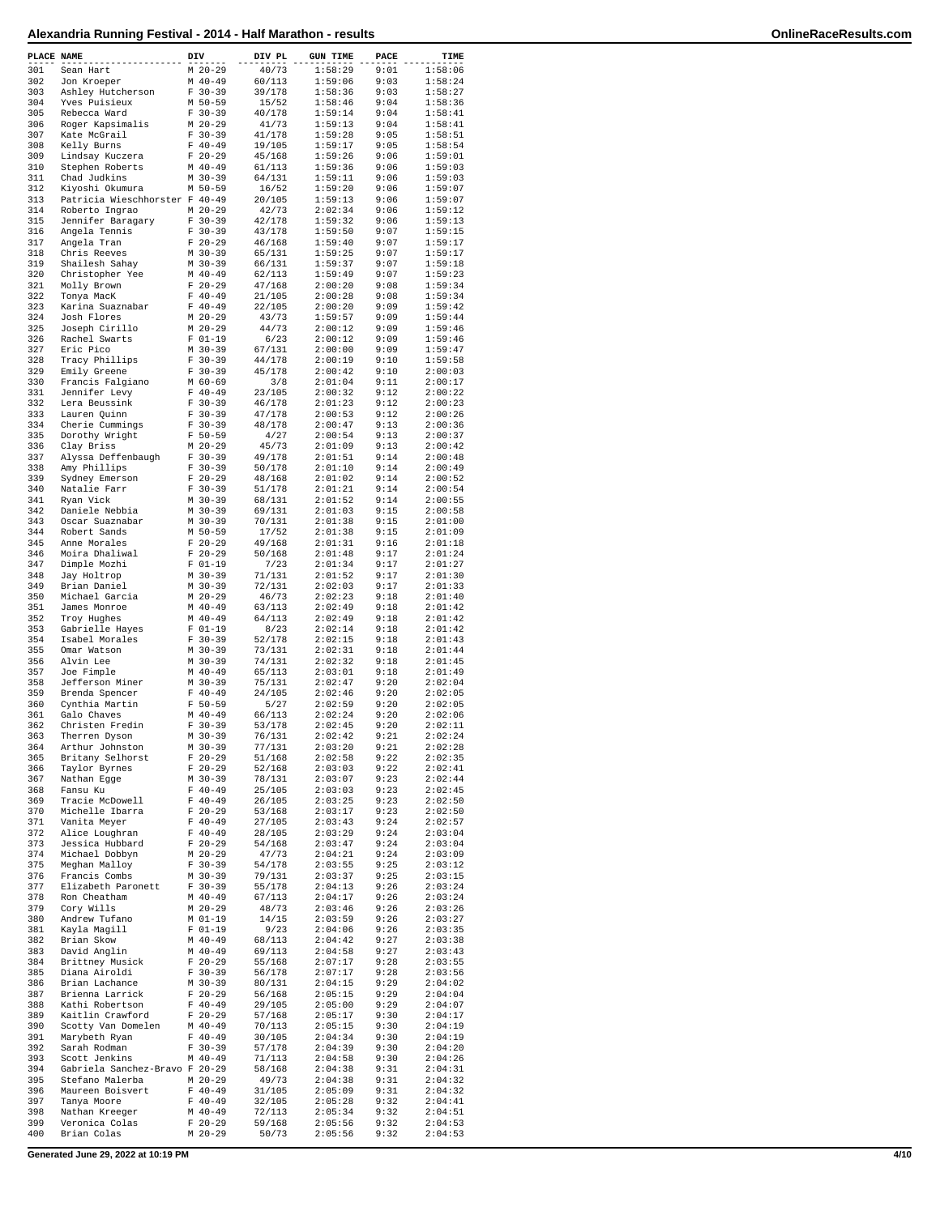# Alexandria Running Festival - 2014 - Half Marathon - results

| PLACE | NAME | DIV | DIV PL | GUN TIME | PACE | TIME |
|---|---|---|---|---|---|---|
| 301 | Sean Hart | M 20-29 | 40/73 | 1:58:29 | 9:01 | 1:58:06 |
| 302 | Jon Kroeper | M 40-49 | 60/113 | 1:59:06 | 9:03 | 1:58:24 |
| 303 | Ashley Hutcherson | F 30-39 | 39/178 | 1:58:36 | 9:03 | 1:58:27 |
| 304 | Yves Puisieux | M 50-59 | 15/52 | 1:58:46 | 9:04 | 1:58:36 |
| 305 | Rebecca Ward | F 30-39 | 40/178 | 1:59:14 | 9:04 | 1:58:41 |
| 306 | Roger Kapsimalis | M 20-29 | 41/73 | 1:59:13 | 9:04 | 1:58:41 |
| 307 | Kate McGrail | F 30-39 | 41/178 | 1:59:28 | 9:05 | 1:58:51 |
| 308 | Kelly Burns | F 40-49 | 19/105 | 1:59:17 | 9:05 | 1:58:54 |
| 309 | Lindsay Kuczera | F 20-29 | 45/168 | 1:59:26 | 9:06 | 1:59:01 |
| 310 | Stephen Roberts | M 40-49 | 61/113 | 1:59:36 | 9:06 | 1:59:03 |
| 311 | Chad Judkins | M 30-39 | 64/131 | 1:59:11 | 9:06 | 1:59:03 |
| 312 | Kiyoshi Okumura | M 50-59 | 16/52 | 1:59:20 | 9:06 | 1:59:07 |
| 313 | Patricia Wieschhorster | F 40-49 | 20/105 | 1:59:13 | 9:06 | 1:59:07 |
| 314 | Roberto Ingrao | M 20-29 | 42/73 | 2:02:34 | 9:06 | 1:59:12 |
| 315 | Jennifer Baragary | F 30-39 | 42/178 | 1:59:32 | 9:06 | 1:59:13 |
| 316 | Angela Tennis | F 30-39 | 43/178 | 1:59:50 | 9:07 | 1:59:15 |
| 317 | Angela Tran | F 20-29 | 46/168 | 1:59:40 | 9:07 | 1:59:17 |
| 318 | Chris Reeves | M 30-39 | 65/131 | 1:59:25 | 9:07 | 1:59:17 |
| 319 | Shailesh Sahay | M 30-39 | 66/131 | 1:59:37 | 9:07 | 1:59:18 |
| 320 | Christopher Yee | M 40-49 | 62/113 | 1:59:49 | 9:07 | 1:59:23 |
| 321 | Molly Brown | F 20-29 | 47/168 | 2:00:20 | 9:08 | 1:59:34 |
| 322 | Tonya MacK | F 40-49 | 21/105 | 2:00:28 | 9:08 | 1:59:34 |
| 323 | Karina Suaznabar | F 40-49 | 22/105 | 2:00:20 | 9:09 | 1:59:42 |
| 324 | Josh Flores | M 20-29 | 43/73 | 1:59:57 | 9:09 | 1:59:44 |
| 325 | Joseph Cirillo | M 20-29 | 44/73 | 2:00:12 | 9:09 | 1:59:46 |
| 326 | Rachel Swarts | F 01-19 | 6/23 | 2:00:12 | 9:09 | 1:59:46 |
| 327 | Eric Pico | M 30-39 | 67/131 | 2:00:00 | 9:09 | 1:59:47 |
| 328 | Tracy Phillips | F 30-39 | 44/178 | 2:00:19 | 9:10 | 1:59:58 |
| 329 | Emily Greene | F 30-39 | 45/178 | 2:00:42 | 9:10 | 2:00:03 |
| 330 | Francis Falgiano | M 60-69 | 3/8 | 2:01:04 | 9:11 | 2:00:17 |
| 331 | Jennifer Levy | F 40-49 | 23/105 | 2:00:32 | 9:12 | 2:00:22 |
| 332 | Lera Beussink | F 30-39 | 46/178 | 2:01:23 | 9:12 | 2:00:23 |
| 333 | Lauren Quinn | F 30-39 | 47/178 | 2:00:53 | 9:12 | 2:00:26 |
| 334 | Cherie Cummings | F 30-39 | 48/178 | 2:00:47 | 9:13 | 2:00:36 |
| 335 | Dorothy Wright | F 50-59 | 4/27 | 2:00:54 | 9:13 | 2:00:37 |
| 336 | Clay Briss | M 20-29 | 45/73 | 2:01:09 | 9:13 | 2:00:42 |
| 337 | Alyssa Deffenbaugh | F 30-39 | 49/178 | 2:01:51 | 9:14 | 2:00:48 |
| 338 | Amy Phillips | F 30-39 | 50/178 | 2:01:10 | 9:14 | 2:00:49 |
| 339 | Sydney Emerson | F 20-29 | 48/168 | 2:01:02 | 9:14 | 2:00:52 |
| 340 | Natalie Farr | F 30-39 | 51/178 | 2:01:21 | 9:14 | 2:00:54 |
| 341 | Ryan Vick | M 30-39 | 68/131 | 2:01:52 | 9:14 | 2:00:55 |
| 342 | Daniele Nebbia | M 30-39 | 69/131 | 2:01:03 | 9:15 | 2:00:58 |
| 343 | Oscar Suaznabar | M 30-39 | 70/131 | 2:01:38 | 9:15 | 2:01:00 |
| 344 | Robert Sands | M 50-59 | 17/52 | 2:01:38 | 9:15 | 2:01:09 |
| 345 | Anne Morales | F 20-29 | 49/168 | 2:01:31 | 9:16 | 2:01:18 |
| 346 | Moira Dhaliwal | F 20-29 | 50/168 | 2:01:48 | 9:17 | 2:01:24 |
| 347 | Dimple Mozhi | F 01-19 | 7/23 | 2:01:34 | 9:17 | 2:01:27 |
| 348 | Jay Holtrop | M 30-39 | 71/131 | 2:01:52 | 9:17 | 2:01:30 |
| 349 | Brian Daniel | M 30-39 | 72/131 | 2:02:03 | 9:17 | 2:01:33 |
| 350 | Michael Garcia | M 20-29 | 46/73 | 2:02:23 | 9:18 | 2:01:40 |
| 351 | James Monroe | M 40-49 | 63/113 | 2:02:49 | 9:18 | 2:01:42 |
| 352 | Troy Hughes | M 40-49 | 64/113 | 2:02:49 | 9:18 | 2:01:42 |
| 353 | Gabrielle Hayes | F 01-19 | 8/23 | 2:02:14 | 9:18 | 2:01:42 |
| 354 | Isabel Morales | F 30-39 | 52/178 | 2:02:15 | 9:18 | 2:01:43 |
| 355 | Omar Watson | M 30-39 | 73/131 | 2:02:31 | 9:18 | 2:01:44 |
| 356 | Alvin Lee | M 30-39 | 74/131 | 2:02:32 | 9:18 | 2:01:45 |
| 357 | Joe Fimple | M 40-49 | 65/113 | 2:03:01 | 9:18 | 2:01:49 |
| 358 | Jefferson Miner | M 30-39 | 75/131 | 2:02:47 | 9:20 | 2:02:04 |
| 359 | Brenda Spencer | F 40-49 | 24/105 | 2:02:46 | 9:20 | 2:02:05 |
| 360 | Cynthia Martin | F 50-59 | 5/27 | 2:02:59 | 9:20 | 2:02:05 |
| 361 | Galo Chaves | M 40-49 | 66/113 | 2:02:24 | 9:20 | 2:02:06 |
| 362 | Christen Fredin | F 30-39 | 53/178 | 2:02:45 | 9:20 | 2:02:11 |
| 363 | Therren Dyson | M 30-39 | 76/131 | 2:02:42 | 9:21 | 2:02:24 |
| 364 | Arthur Johnston | M 30-39 | 77/131 | 2:03:20 | 9:21 | 2:02:28 |
| 365 | Britany Selhorst | F 20-29 | 51/168 | 2:02:58 | 9:22 | 2:02:35 |
| 366 | Taylor Byrnes | F 20-29 | 52/168 | 2:03:03 | 9:22 | 2:02:41 |
| 367 | Nathan Egge | M 30-39 | 78/131 | 2:03:07 | 9:23 | 2:02:44 |
| 368 | Fansu Ku | F 40-49 | 25/105 | 2:03:03 | 9:23 | 2:02:45 |
| 369 | Tracie McDowell | F 40-49 | 26/105 | 2:03:25 | 9:23 | 2:02:50 |
| 370 | Michelle Ibarra | F 20-29 | 53/168 | 2:03:17 | 9:23 | 2:02:50 |
| 371 | Vanita Meyer | F 40-49 | 27/105 | 2:03:43 | 9:24 | 2:02:57 |
| 372 | Alice Loughran | F 40-49 | 28/105 | 2:03:29 | 9:24 | 2:03:04 |
| 373 | Jessica Hubbard | F 20-29 | 54/168 | 2:03:47 | 9:24 | 2:03:04 |
| 374 | Michael Dobbyn | M 20-29 | 47/73 | 2:04:21 | 9:24 | 2:03:09 |
| 375 | Meghan Malloy | F 30-39 | 54/178 | 2:03:55 | 9:25 | 2:03:12 |
| 376 | Francis Combs | M 30-39 | 79/131 | 2:03:37 | 9:25 | 2:03:15 |
| 377 | Elizabeth Paronett | F 30-39 | 55/178 | 2:04:13 | 9:26 | 2:03:24 |
| 378 | Ron Cheatham | M 40-49 | 67/113 | 2:04:17 | 9:26 | 2:03:24 |
| 379 | Cory Wills | M 20-29 | 48/73 | 2:03:46 | 9:26 | 2:03:26 |
| 380 | Andrew Tufano | M 01-19 | 14/15 | 2:03:59 | 9:26 | 2:03:27 |
| 381 | Kayla Magill | F 01-19 | 9/23 | 2:04:06 | 9:26 | 2:03:35 |
| 382 | Brian Skow | M 40-49 | 68/113 | 2:04:42 | 9:27 | 2:03:38 |
| 383 | David Anglin | M 40-49 | 69/113 | 2:04:58 | 9:27 | 2:03:43 |
| 384 | Brittney Musick | F 20-29 | 55/168 | 2:07:17 | 9:28 | 2:03:55 |
| 385 | Diana Airoldi | F 30-39 | 56/178 | 2:07:17 | 9:28 | 2:03:56 |
| 386 | Brian Lachance | M 30-39 | 80/131 | 2:04:15 | 9:29 | 2:04:02 |
| 387 | Brienna Larrick | F 20-29 | 56/168 | 2:05:15 | 9:29 | 2:04:04 |
| 388 | Kathi Robertson | F 40-49 | 29/105 | 2:05:00 | 9:29 | 2:04:07 |
| 389 | Kaitlin Crawford | F 20-29 | 57/168 | 2:05:17 | 9:30 | 2:04:17 |
| 390 | Scotty Van Domelen | M 40-49 | 70/113 | 2:05:15 | 9:30 | 2:04:19 |
| 391 | Marybeth Ryan | F 40-49 | 30/105 | 2:04:34 | 9:30 | 2:04:19 |
| 392 | Sarah Rodman | F 30-39 | 57/178 | 2:04:39 | 9:30 | 2:04:20 |
| 393 | Scott Jenkins | M 40-49 | 71/113 | 2:04:58 | 9:30 | 2:04:26 |
| 394 | Gabriela Sanchez-Bravo | F 20-29 | 58/168 | 2:04:38 | 9:31 | 2:04:31 |
| 395 | Stefano Malerba | M 20-29 | 49/73 | 2:04:38 | 9:31 | 2:04:32 |
| 396 | Maureen Boisvert | F 40-49 | 31/105 | 2:05:09 | 9:31 | 2:04:32 |
| 397 | Tanya Moore | F 40-49 | 32/105 | 2:05:28 | 9:32 | 2:04:41 |
| 398 | Nathan Kreeger | M 40-49 | 72/113 | 2:05:34 | 9:32 | 2:04:51 |
| 399 | Veronica Colas | F 20-29 | 59/168 | 2:05:56 | 9:32 | 2:04:53 |
| 400 | Brian Colas | M 20-29 | 50/73 | 2:05:56 | 9:32 | 2:04:53 |

Generated June 29, 2022 at 10:19 PM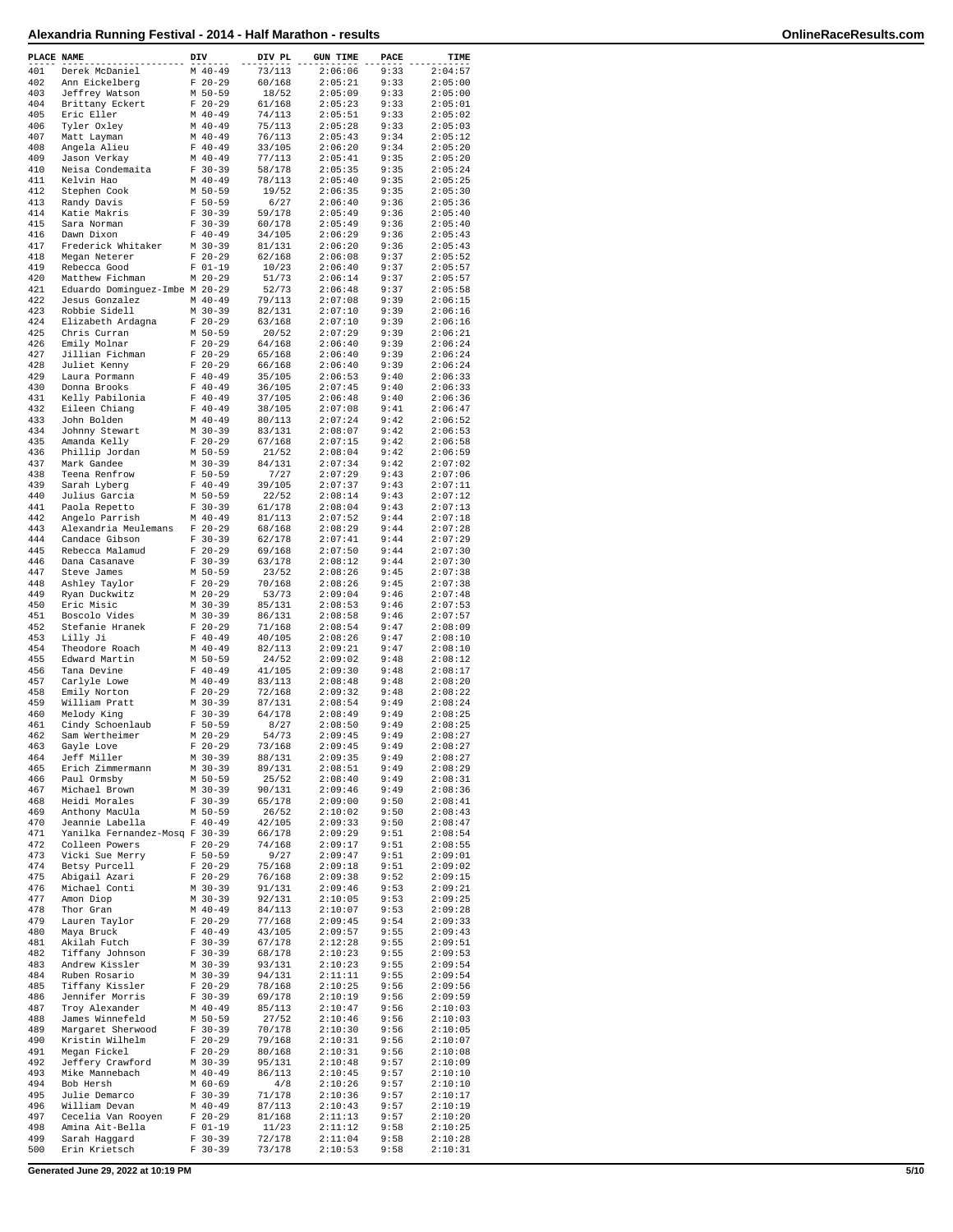# Alexandria Running Festival - 2014 - Half Marathon - results

| PLACE | NAME | DIV | DIV PL | GUN TIME | PACE | TIME |
|---|---|---|---|---|---|---|
| 401 | Derek McDaniel | M 40-49 | 73/113 | 2:06:06 | 9:33 | 2:04:57 |
| 402 | Ann Eickelberg | F 20-29 | 60/168 | 2:05:21 | 9:33 | 2:05:00 |
| 403 | Jeffrey Watson | M 50-59 | 18/52 | 2:05:09 | 9:33 | 2:05:00 |
| 404 | Brittany Eckert | F 20-29 | 61/168 | 2:05:23 | 9:33 | 2:05:01 |
| 405 | Eric Eller | M 40-49 | 74/113 | 2:05:51 | 9:33 | 2:05:02 |
| 406 | Tyler Oxley | M 40-49 | 75/113 | 2:05:28 | 9:33 | 2:05:03 |
| 407 | Matt Layman | M 40-49 | 76/113 | 2:05:43 | 9:34 | 2:05:12 |
| 408 | Angela Alieu | F 40-49 | 33/105 | 2:06:20 | 9:34 | 2:05:20 |
| 409 | Jason Verkay | M 40-49 | 77/113 | 2:05:41 | 9:35 | 2:05:20 |
| 410 | Neisa Condemaita | F 30-39 | 58/178 | 2:05:35 | 9:35 | 2:05:24 |
| 411 | Kelvin Hao | M 40-49 | 78/113 | 2:05:40 | 9:35 | 2:05:25 |
| 412 | Stephen Cook | M 50-59 | 19/52 | 2:06:35 | 9:35 | 2:05:30 |
| 413 | Randy Davis | F 50-59 | 6/27 | 2:06:40 | 9:36 | 2:05:36 |
| 414 | Katie Makris | F 30-39 | 59/178 | 2:05:49 | 9:36 | 2:05:40 |
| 415 | Sara Norman | F 30-39 | 60/178 | 2:05:49 | 9:36 | 2:05:40 |
| 416 | Dawn Dixon | F 40-49 | 34/105 | 2:06:29 | 9:36 | 2:05:43 |
| 417 | Frederick Whitaker | M 30-39 | 81/131 | 2:06:20 | 9:36 | 2:05:43 |
| 418 | Megan Neterer | F 20-29 | 62/168 | 2:06:08 | 9:37 | 2:05:52 |
| 419 | Rebecca Good | F 01-19 | 10/23 | 2:06:40 | 9:37 | 2:05:57 |
| 420 | Matthew Fichman | M 20-29 | 51/73 | 2:06:14 | 9:37 | 2:05:57 |
| 421 | Eduardo Dominguez-Imbe | M 20-29 | 52/73 | 2:06:48 | 9:37 | 2:05:58 |
| 422 | Jesus Gonzalez | M 40-49 | 79/113 | 2:07:08 | 9:39 | 2:06:15 |
| 423 | Robbie Sidell | M 30-39 | 82/131 | 2:07:10 | 9:39 | 2:06:16 |
| 424 | Elizabeth Ardagna | F 20-29 | 63/168 | 2:07:10 | 9:39 | 2:06:16 |
| 425 | Chris Curran | M 50-59 | 20/52 | 2:07:29 | 9:39 | 2:06:21 |
| 426 | Emily Molnar | F 20-29 | 64/168 | 2:06:40 | 9:39 | 2:06:24 |
| 427 | Jillian Fichman | F 20-29 | 65/168 | 2:06:40 | 9:39 | 2:06:24 |
| 428 | Juliet Kenny | F 20-29 | 66/168 | 2:06:40 | 9:39 | 2:06:24 |
| 429 | Laura Pormann | F 40-49 | 35/105 | 2:06:53 | 9:40 | 2:06:33 |
| 430 | Donna Brooks | F 40-49 | 36/105 | 2:07:45 | 9:40 | 2:06:33 |
| 431 | Kelly Pabilonia | F 40-49 | 37/105 | 2:06:48 | 9:40 | 2:06:36 |
| 432 | Eileen Chiang | F 40-49 | 38/105 | 2:07:08 | 9:41 | 2:06:47 |
| 433 | John Bolden | M 40-49 | 80/113 | 2:07:24 | 9:42 | 2:06:52 |
| 434 | Johnny Stewart | M 30-39 | 83/131 | 2:08:07 | 9:42 | 2:06:53 |
| 435 | Amanda Kelly | F 20-29 | 67/168 | 2:07:15 | 9:42 | 2:06:58 |
| 436 | Phillip Jordan | M 50-59 | 21/52 | 2:08:04 | 9:42 | 2:06:59 |
| 437 | Mark Gandee | M 30-39 | 84/131 | 2:07:34 | 9:42 | 2:07:02 |
| 438 | Teena Renfrow | F 50-59 | 7/27 | 2:07:29 | 9:43 | 2:07:06 |
| 439 | Sarah Lyberg | F 40-49 | 39/105 | 2:07:37 | 9:43 | 2:07:11 |
| 440 | Julius Garcia | M 50-59 | 22/52 | 2:08:14 | 9:43 | 2:07:12 |
| 441 | Paola Repetto | F 30-39 | 61/178 | 2:08:04 | 9:43 | 2:07:13 |
| 442 | Angelo Parrish | M 40-49 | 81/113 | 2:07:52 | 9:44 | 2:07:18 |
| 443 | Alexandria Meulemans | F 20-29 | 68/168 | 2:08:29 | 9:44 | 2:07:28 |
| 444 | Candace Gibson | F 30-39 | 62/178 | 2:07:41 | 9:44 | 2:07:29 |
| 445 | Rebecca Malamud | F 20-29 | 69/168 | 2:07:50 | 9:44 | 2:07:30 |
| 446 | Dana Casanave | F 30-39 | 63/178 | 2:08:12 | 9:44 | 2:07:30 |
| 447 | Steve James | M 50-59 | 23/52 | 2:08:26 | 9:45 | 2:07:38 |
| 448 | Ashley Taylor | F 20-29 | 70/168 | 2:08:26 | 9:45 | 2:07:38 |
| 449 | Ryan Duckwitz | M 20-29 | 53/73 | 2:09:04 | 9:46 | 2:07:48 |
| 450 | Eric Misic | M 30-39 | 85/131 | 2:08:53 | 9:46 | 2:07:53 |
| 451 | Boscolo Vides | M 30-39 | 86/131 | 2:08:58 | 9:46 | 2:07:57 |
| 452 | Stefanie Hranek | F 20-29 | 71/168 | 2:08:54 | 9:47 | 2:08:09 |
| 453 | Lilly Ji | F 40-49 | 40/105 | 2:08:26 | 9:47 | 2:08:10 |
| 454 | Theodore Roach | M 40-49 | 82/113 | 2:09:21 | 9:47 | 2:08:10 |
| 455 | Edward Martin | M 50-59 | 24/52 | 2:09:02 | 9:48 | 2:08:12 |
| 456 | Tana Devine | F 40-49 | 41/105 | 2:09:30 | 9:48 | 2:08:17 |
| 457 | Carlyle Lowe | M 40-49 | 83/113 | 2:08:48 | 9:48 | 2:08:20 |
| 458 | Emily Norton | F 20-29 | 72/168 | 2:09:32 | 9:48 | 2:08:22 |
| 459 | William Pratt | M 30-39 | 87/131 | 2:08:54 | 9:49 | 2:08:24 |
| 460 | Melody King | F 30-39 | 64/178 | 2:08:49 | 9:49 | 2:08:25 |
| 461 | Cindy Schoenlaub | F 50-59 | 8/27 | 2:08:50 | 9:49 | 2:08:25 |
| 462 | Sam Wertheimer | M 20-29 | 54/73 | 2:09:45 | 9:49 | 2:08:27 |
| 463 | Gayle Love | F 20-29 | 73/168 | 2:09:45 | 9:49 | 2:08:27 |
| 464 | Jeff Miller | M 30-39 | 88/131 | 2:09:35 | 9:49 | 2:08:27 |
| 465 | Erich Zimmermann | M 30-39 | 89/131 | 2:08:51 | 9:49 | 2:08:29 |
| 466 | Paul Ormsby | M 50-59 | 25/52 | 2:08:40 | 9:49 | 2:08:31 |
| 467 | Michael Brown | M 30-39 | 90/131 | 2:09:46 | 9:49 | 2:08:36 |
| 468 | Heidi Morales | F 30-39 | 65/178 | 2:09:00 | 9:50 | 2:08:41 |
| 469 | Anthony MacUla | M 50-59 | 26/52 | 2:10:02 | 9:50 | 2:08:43 |
| 470 | Jeannie Labella | F 40-49 | 42/105 | 2:09:33 | 9:50 | 2:08:47 |
| 471 | Yanilka Fernandez-Mosq | F 30-39 | 66/178 | 2:09:29 | 9:51 | 2:08:54 |
| 472 | Colleen Powers | F 20-29 | 74/168 | 2:09:17 | 9:51 | 2:08:55 |
| 473 | Vicki Sue Merry | F 50-59 | 9/27 | 2:09:47 | 9:51 | 2:09:01 |
| 474 | Betsy Purcell | F 20-29 | 75/168 | 2:09:18 | 9:51 | 2:09:02 |
| 475 | Abigail Azari | F 20-29 | 76/168 | 2:09:38 | 9:52 | 2:09:15 |
| 476 | Michael Conti | M 30-39 | 91/131 | 2:09:46 | 9:53 | 2:09:21 |
| 477 | Amon Diop | M 30-39 | 92/131 | 2:10:05 | 9:53 | 2:09:25 |
| 478 | Thor Gran | M 40-49 | 84/113 | 2:10:07 | 9:53 | 2:09:28 |
| 479 | Lauren Taylor | F 20-29 | 77/168 | 2:09:45 | 9:54 | 2:09:33 |
| 480 | Maya Bruck | F 40-49 | 43/105 | 2:09:57 | 9:55 | 2:09:43 |
| 481 | Akilah Futch | F 30-39 | 67/178 | 2:12:28 | 9:55 | 2:09:51 |
| 482 | Tiffany Johnson | F 30-39 | 68/178 | 2:10:23 | 9:55 | 2:09:53 |
| 483 | Andrew Kissler | M 30-39 | 93/131 | 2:10:23 | 9:55 | 2:09:54 |
| 484 | Ruben Rosario | M 30-39 | 94/131 | 2:11:11 | 9:55 | 2:09:54 |
| 485 | Tiffany Kissler | F 20-29 | 78/168 | 2:10:25 | 9:56 | 2:09:56 |
| 486 | Jennifer Morris | F 30-39 | 69/178 | 2:10:19 | 9:56 | 2:09:59 |
| 487 | Troy Alexander | M 40-49 | 85/113 | 2:10:47 | 9:56 | 2:10:03 |
| 488 | James Winnefeld | M 50-59 | 27/52 | 2:10:46 | 9:56 | 2:10:03 |
| 489 | Margaret Sherwood | F 30-39 | 70/178 | 2:10:30 | 9:56 | 2:10:05 |
| 490 | Kristin Wilhelm | F 20-29 | 79/168 | 2:10:31 | 9:56 | 2:10:07 |
| 491 | Megan Fickel | F 20-29 | 80/168 | 2:10:31 | 9:56 | 2:10:08 |
| 492 | Jeffery Crawford | M 30-39 | 95/131 | 2:10:48 | 9:57 | 2:10:09 |
| 493 | Mike Mannebach | M 40-49 | 86/113 | 2:10:45 | 9:57 | 2:10:10 |
| 494 | Bob Hersh | M 60-69 | 4/8 | 2:10:26 | 9:57 | 2:10:10 |
| 495 | Julie Demarco | F 30-39 | 71/178 | 2:10:36 | 9:57 | 2:10:17 |
| 496 | William Devan | M 40-49 | 87/113 | 2:10:43 | 9:57 | 2:10:19 |
| 497 | Cecelia Van Rooyen | F 20-29 | 81/168 | 2:11:13 | 9:57 | 2:10:20 |
| 498 | Amina Ait-Bella | F 01-19 | 11/23 | 2:11:12 | 9:58 | 2:10:25 |
| 499 | Sarah Haggard | F 30-39 | 72/178 | 2:11:04 | 9:58 | 2:10:28 |
| 500 | Erin Krietsch | F 30-39 | 73/178 | 2:10:53 | 9:58 | 2:10:31 |

Generated June 29, 2022 at 10:19 PM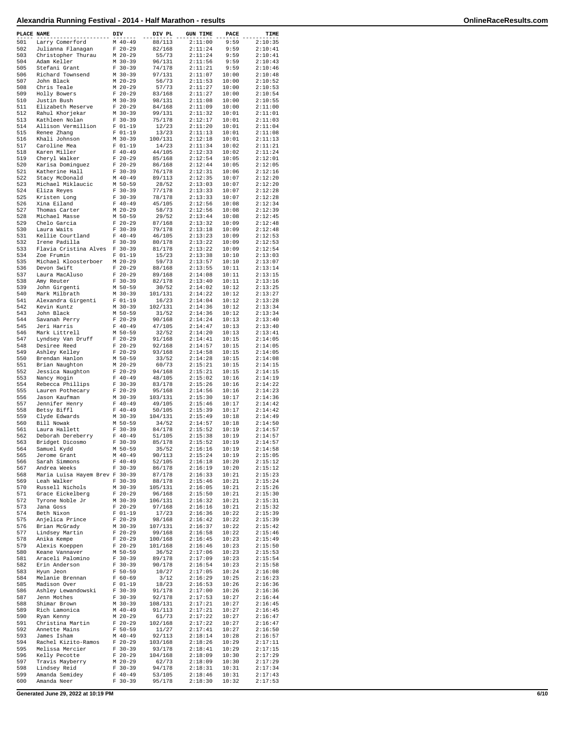# Alexandria Running Festival - 2014 - Half Marathon - results

| PLACE | NAME | DIV | DIV PL | GUN TIME | PACE | TIME |
|---|---|---|---|---|---|---|
| 501 | Larry Comerford | M 40-49 | 88/113 | 2:11:00 | 9:59 | 2:10:35 |
| 502 | Julianna Flanagan | F 20-29 | 82/168 | 2:11:24 | 9:59 | 2:10:41 |
| 503 | Christopher Thurau | M 20-29 | 55/73 | 2:11:24 | 9:59 | 2:10:41 |
| 504 | Adam Keller | M 30-39 | 96/131 | 2:11:56 | 9:59 | 2:10:43 |
| 505 | Stefani Grant | F 30-39 | 74/178 | 2:11:21 | 9:59 | 2:10:46 |
| 506 | Richard Townsend | M 30-39 | 97/131 | 2:11:07 | 10:00 | 2:10:48 |
| 507 | John Black | M 20-29 | 56/73 | 2:11:53 | 10:00 | 2:10:52 |
| 508 | Chris Teale | M 20-29 | 57/73 | 2:11:27 | 10:00 | 2:10:53 |
| 509 | Holly Bowers | F 20-29 | 83/168 | 2:11:27 | 10:00 | 2:10:54 |
| 510 | Justin Bush | M 30-39 | 98/131 | 2:11:08 | 10:00 | 2:10:55 |
| 511 | Elizabeth Meserve | F 20-29 | 84/168 | 2:11:09 | 10:00 | 2:11:00 |
| 512 | Rahul Khorjekar | M 30-39 | 99/131 | 2:11:32 | 10:01 | 2:11:01 |
| 513 | Kathleen Nolan | F 30-39 | 75/178 | 2:12:17 | 10:01 | 2:11:03 |
| 514 | Allison Vermillion | F 01-19 | 12/23 | 2:11:20 | 10:01 | 2:11:04 |
| 515 | Renee Zhang | F 01-19 | 13/23 | 2:11:13 | 10:01 | 2:11:08 |
| 516 | Khali Johnson | M 30-39 | 100/131 | 2:12:18 | 10:01 | 2:11:13 |
| 517 | Caroline Mea | F 01-19 | 14/23 | 2:11:34 | 10:02 | 2:11:21 |
| 518 | Karen Miller | F 40-49 | 44/105 | 2:12:33 | 10:02 | 2:11:24 |
| 519 | Cheryl Walker | F 20-29 | 85/168 | 2:12:54 | 10:05 | 2:12:01 |
| 520 | Karisa Dominguez | F 20-29 | 86/168 | 2:12:44 | 10:05 | 2:12:05 |
| 521 | Katherine Hall | F 30-39 | 76/178 | 2:12:31 | 10:06 | 2:12:16 |
| 522 | Stacy McDonald | M 40-49 | 89/113 | 2:12:35 | 10:07 | 2:12:20 |
| 523 | Michael Miklaucic | M 50-59 | 28/52 | 2:13:03 | 10:07 | 2:12:20 |
| 524 | Eliza Reyes | F 30-39 | 77/178 | 2:13:33 | 10:07 | 2:12:28 |
| 525 | Kristen Long | F 30-39 | 78/178 | 2:13:33 | 10:07 | 2:12:28 |
| 526 | Xina Eiland | F 40-49 | 45/105 | 2:12:56 | 10:08 | 2:12:34 |
| 527 | Thomas Carter | M 20-29 | 58/73 | 2:12:56 | 10:08 | 2:12:39 |
| 528 | Michael Masse | M 50-59 | 29/52 | 2:13:44 | 10:08 | 2:12:45 |
| 529 | Chelo Garcia | F 20-29 | 87/168 | 2:13:32 | 10:09 | 2:12:48 |
| 530 | Laura Waits | F 30-39 | 79/178 | 2:13:18 | 10:09 | 2:12:48 |
| 531 | Kellie Courtland | F 40-49 | 46/105 | 2:13:23 | 10:09 | 2:12:53 |
| 532 | Irene Padilla | F 30-39 | 80/178 | 2:13:22 | 10:09 | 2:12:53 |
| 533 | Flavia Cristina Alves | F 30-39 | 81/178 | 2:13:22 | 10:09 | 2:12:54 |
| 534 | Zoe Frumin | F 01-19 | 15/23 | 2:13:38 | 10:10 | 2:13:03 |
| 535 | Michael Kloosterboer | M 20-29 | 59/73 | 2:13:57 | 10:10 | 2:13:07 |
| 536 | Devon Swift | F 20-29 | 88/168 | 2:13:55 | 10:11 | 2:13:14 |
| 537 | Laura MacAluso | F 20-29 | 89/168 | 2:14:08 | 10:11 | 2:13:15 |
| 538 | Amy Reuter | F 30-39 | 82/178 | 2:13:40 | 10:11 | 2:13:16 |
| 539 | John Girgenti | M 50-59 | 30/52 | 2:14:02 | 10:12 | 2:13:25 |
| 540 | Mark Milbrath | M 30-39 | 101/131 | 2:14:22 | 10:12 | 2:13:27 |
| 541 | Alexandra Girgenti | F 01-19 | 16/23 | 2:14:04 | 10:12 | 2:13:28 |
| 542 | Kevin Kuntz | M 30-39 | 102/131 | 2:14:36 | 10:12 | 2:13:34 |
| 543 | John Black | M 50-59 | 31/52 | 2:14:36 | 10:12 | 2:13:34 |
| 544 | Savanah Perry | F 20-29 | 90/168 | 2:14:24 | 10:13 | 2:13:40 |
| 545 | Jeri Harris | F 40-49 | 47/105 | 2:14:47 | 10:13 | 2:13:40 |
| 546 | Mark Littrell | M 50-59 | 32/52 | 2:14:20 | 10:13 | 2:13:41 |
| 547 | Lyndsey Van Druff | F 20-29 | 91/168 | 2:14:41 | 10:15 | 2:14:05 |
| 548 | Desiree Reed | F 20-29 | 92/168 | 2:14:57 | 10:15 | 2:14:05 |
| 549 | Ashley Kelley | F 20-29 | 93/168 | 2:14:58 | 10:15 | 2:14:05 |
| 550 | Brendan Hanlon | M 50-59 | 33/52 | 2:14:28 | 10:15 | 2:14:08 |
| 551 | Brian Naughton | M 20-29 | 60/73 | 2:15:21 | 10:15 | 2:14:15 |
| 552 | Jessica Naughton | F 20-29 | 94/168 | 2:15:21 | 10:15 | 2:14:15 |
| 553 | Nancy Hogin | F 40-49 | 48/105 | 2:15:02 | 10:16 | 2:14:19 |
| 554 | Rebecca Phillips | F 30-39 | 83/178 | 2:15:26 | 10:16 | 2:14:22 |
| 555 | Lauren Pothecary | F 20-29 | 95/168 | 2:14:56 | 10:16 | 2:14:23 |
| 556 | Jason Kaufman | M 30-39 | 103/131 | 2:15:30 | 10:17 | 2:14:36 |
| 557 | Jennifer Henry | F 40-49 | 49/105 | 2:15:46 | 10:17 | 2:14:42 |
| 558 | Betsy Biffl | F 40-49 | 50/105 | 2:15:39 | 10:17 | 2:14:42 |
| 559 | Clyde Edwards | M 30-39 | 104/131 | 2:15:49 | 10:18 | 2:14:49 |
| 560 | Bill Nowak | M 50-59 | 34/52 | 2:14:57 | 10:18 | 2:14:50 |
| 561 | Laura Hallett | F 30-39 | 84/178 | 2:15:52 | 10:19 | 2:14:57 |
| 562 | Deborah Dereberry | F 40-49 | 51/105 | 2:15:38 | 10:19 | 2:14:57 |
| 563 | Bridget Dicosmo | F 30-39 | 85/178 | 2:15:52 | 10:19 | 2:14:57 |
| 564 | Samuel Kydd | M 50-59 | 35/52 | 2:16:16 | 10:19 | 2:14:58 |
| 565 | Jerome Grant | M 40-49 | 90/113 | 2:15:24 | 10:19 | 2:15:05 |
| 566 | Sarah Simmons | F 40-49 | 52/105 | 2:16:18 | 10:20 | 2:15:12 |
| 567 | Andrea Weeks | F 30-39 | 86/178 | 2:16:19 | 10:20 | 2:15:12 |
| 568 | Maria Luisa Hayem Brev | F 30-39 | 87/178 | 2:16:33 | 10:21 | 2:15:23 |
| 569 | Leah Walker | F 30-39 | 88/178 | 2:15:46 | 10:21 | 2:15:24 |
| 570 | Russell Nichols | M 30-39 | 105/131 | 2:16:05 | 10:21 | 2:15:26 |
| 571 | Grace Eickelberg | F 20-29 | 96/168 | 2:15:50 | 10:21 | 2:15:30 |
| 572 | Tyrone Noble Jr | M 30-39 | 106/131 | 2:16:32 | 10:21 | 2:15:31 |
| 573 | Jana Goss | F 20-29 | 97/168 | 2:16:16 | 10:21 | 2:15:32 |
| 574 | Beth Nixon | F 01-19 | 17/23 | 2:16:36 | 10:22 | 2:15:39 |
| 575 | Anjelica Prince | F 20-29 | 98/168 | 2:16:42 | 10:22 | 2:15:39 |
| 576 | Brian McGrady | M 30-39 | 107/131 | 2:16:37 | 10:22 | 2:15:42 |
| 577 | Lindsey Martin | F 20-29 | 99/168 | 2:16:58 | 10:22 | 2:15:46 |
| 578 | Anika Kempe | F 20-29 | 100/168 | 2:16:45 | 10:23 | 2:15:49 |
| 579 | Alexis Koeppen | F 20-29 | 101/168 | 2:16:46 | 10:23 | 2:15:50 |
| 580 | Keane Vannaver | M 50-59 | 36/52 | 2:17:06 | 10:23 | 2:15:53 |
| 581 | Araceli Palomino | F 30-39 | 89/178 | 2:17:09 | 10:23 | 2:15:54 |
| 582 | Erin Anderson | F 30-39 | 90/178 | 2:16:54 | 10:23 | 2:15:58 |
| 583 | Hyun Jeon | F 50-59 | 10/27 | 2:17:05 | 10:24 | 2:16:08 |
| 584 | Melanie Brennan | F 60-69 | 3/12 | 2:16:29 | 10:25 | 2:16:23 |
| 585 | Madison Over | F 01-19 | 18/23 | 2:16:53 | 10:26 | 2:16:36 |
| 586 | Ashley Lewandowski | F 30-39 | 91/178 | 2:17:00 | 10:26 | 2:16:36 |
| 587 | Jenn Mothes | F 30-39 | 92/178 | 2:17:53 | 10:27 | 2:16:44 |
| 588 | Shimar Brown | M 30-39 | 108/131 | 2:17:21 | 10:27 | 2:16:45 |
| 589 | Rich Lamonica | M 40-49 | 91/113 | 2:17:21 | 10:27 | 2:16:45 |
| 590 | Ryan Kenny | M 20-29 | 61/73 | 2:17:22 | 10:27 | 2:16:47 |
| 591 | Christina Martin | F 20-29 | 102/168 | 2:17:22 | 10:27 | 2:16:47 |
| 592 | Annette Mains | F 50-59 | 11/27 | 2:17:41 | 10:27 | 2:16:50 |
| 593 | James Isham | M 40-49 | 92/113 | 2:18:14 | 10:28 | 2:16:57 |
| 594 | Rachel Kizito-Ramos | F 20-29 | 103/168 | 2:18:26 | 10:29 | 2:17:11 |
| 595 | Melissa Mercier | F 30-39 | 93/178 | 2:18:41 | 10:29 | 2:17:15 |
| 596 | Kelly Pecotte | F 20-29 | 104/168 | 2:18:09 | 10:30 | 2:17:29 |
| 597 | Travis Mayberry | M 20-29 | 62/73 | 2:18:09 | 10:30 | 2:17:29 |
| 598 | Lindsey Reid | F 30-39 | 94/178 | 2:18:31 | 10:31 | 2:17:34 |
| 599 | Amanda Semidey | F 40-49 | 53/105 | 2:18:46 | 10:31 | 2:17:43 |
| 600 | Amanda Neer | F 30-39 | 95/178 | 2:18:30 | 10:32 | 2:17:53 |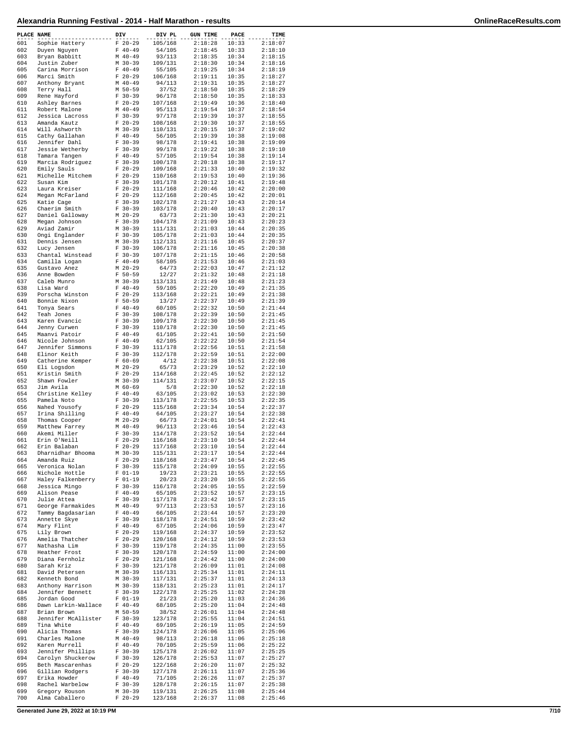# Alexandria Running Festival - 2014 - Half Marathon - results

| PLACE | NAME | DIV | DIV PL | GUN TIME | PACE | TIME |
|---|---|---|---|---|---|---|
| 601 | Sophie Hattery | F 20-29 | 105/168 | 2:18:28 | 10:33 | 2:18:07 |
| 602 | Duyen Nguyen | F 40-49 | 54/105 | 2:18:45 | 10:33 | 2:18:10 |
| 603 | Bryan Babbitt | M 40-49 | 93/113 | 2:18:35 | 10:34 | 2:18:15 |
| 604 | Justin Zuber | M 30-39 | 109/131 | 2:18:30 | 10:34 | 2:18:16 |
| 605 | Carina Morrison | F 40-49 | 55/105 | 2:19:25 | 10:34 | 2:18:19 |
| 606 | Marci Smith | F 20-29 | 106/168 | 2:19:11 | 10:35 | 2:18:27 |
| 607 | Anthony Bryant | M 40-49 | 94/113 | 2:19:31 | 10:35 | 2:18:27 |
| 608 | Terry Hall | M 50-59 | 37/52 | 2:18:50 | 10:35 | 2:18:29 |
| 609 | Rene Hayford | F 30-39 | 96/178 | 2:18:50 | 10:35 | 2:18:33 |
| 610 | Ashley Barnes | F 20-29 | 107/168 | 2:19:49 | 10:36 | 2:18:40 |
| 611 | Robert Malone | M 40-49 | 95/113 | 2:19:54 | 10:37 | 2:18:54 |
| 612 | Jessica Lacross | F 30-39 | 97/178 | 2:19:39 | 10:37 | 2:18:55 |
| 613 | Amanda Kautz | F 20-29 | 108/168 | 2:19:30 | 10:37 | 2:18:55 |
| 614 | Will Ashworth | M 30-39 | 110/131 | 2:20:15 | 10:37 | 2:19:02 |
| 615 | Cathy Gallahan | F 40-49 | 56/105 | 2:19:39 | 10:38 | 2:19:08 |
| 616 | Jennifer Dahl | F 30-39 | 98/178 | 2:19:41 | 10:38 | 2:19:09 |
| 617 | Jessie Wetherby | F 30-39 | 99/178 | 2:19:22 | 10:38 | 2:19:10 |
| 618 | Tamara Tangen | F 40-49 | 57/105 | 2:19:54 | 10:38 | 2:19:14 |
| 619 | Marcia Rodriguez | F 30-39 | 100/178 | 2:20:18 | 10:38 | 2:19:17 |
| 620 | Emily Sauls | F 20-29 | 109/168 | 2:21:33 | 10:40 | 2:19:32 |
| 621 | Michelle Mitchem | F 20-29 | 110/168 | 2:19:53 | 10:40 | 2:19:36 |
| 622 | Susan Kim | F 30-39 | 101/178 | 2:20:12 | 10:41 | 2:19:48 |
| 623 | Laura Kreiser | F 20-29 | 111/168 | 2:20:46 | 10:42 | 2:20:00 |
| 624 | Megan McFarland | F 20-29 | 112/168 | 2:20:45 | 10:42 | 2:20:01 |
| 625 | Katie Cage | F 30-39 | 102/178 | 2:21:27 | 10:43 | 2:20:14 |
| 626 | Chaerim Smith | F 30-39 | 103/178 | 2:20:40 | 10:43 | 2:20:17 |
| 627 | Daniel Galloway | M 20-29 | 63/73 | 2:21:30 | 10:43 | 2:20:21 |
| 628 | Megan Johnson | F 30-39 | 104/178 | 2:21:09 | 10:43 | 2:20:23 |
| 629 | Aviad Zamir | M 30-39 | 111/131 | 2:21:03 | 10:44 | 2:20:35 |
| 630 | Ongi Englander | F 30-39 | 105/178 | 2:21:03 | 10:44 | 2:20:35 |
| 631 | Dennis Jensen | M 30-39 | 112/131 | 2:21:16 | 10:45 | 2:20:37 |
| 632 | Lucy Jensen | F 30-39 | 106/178 | 2:21:16 | 10:45 | 2:20:38 |
| 633 | Chantal Winstead | F 30-39 | 107/178 | 2:21:15 | 10:46 | 2:20:58 |
| 634 | Camilla Logan | F 40-49 | 58/105 | 2:21:53 | 10:46 | 2:21:03 |
| 635 | Gustavo Anez | M 20-29 | 64/73 | 2:22:03 | 10:47 | 2:21:12 |
| 636 | Anne Bowden | F 50-59 | 12/27 | 2:21:32 | 10:48 | 2:21:18 |
| 637 | Caleb Munro | M 30-39 | 113/131 | 2:21:49 | 10:48 | 2:21:23 |
| 638 | Lisa Ward | F 40-49 | 59/105 | 2:22:20 | 10:49 | 2:21:35 |
| 639 | Porscha Winston | F 20-29 | 113/168 | 2:22:21 | 10:49 | 2:21:38 |
| 640 | Bonnie Nixon | F 50-59 | 13/27 | 2:22:37 | 10:49 | 2:21:39 |
| 641 | Tonya Sears | F 40-49 | 60/105 | 2:22:32 | 10:50 | 2:21:44 |
| 642 | Teah Jones | F 30-39 | 108/178 | 2:22:39 | 10:50 | 2:21:45 |
| 643 | Karen Evancic | F 30-39 | 109/178 | 2:22:30 | 10:50 | 2:21:45 |
| 644 | Jenny Curwen | F 30-39 | 110/178 | 2:22:30 | 10:50 | 2:21:45 |
| 645 | Maanvi Patoir | F 40-49 | 61/105 | 2:22:41 | 10:50 | 2:21:50 |
| 646 | Nicole Johnson | F 40-49 | 62/105 | 2:22:22 | 10:50 | 2:21:54 |
| 647 | Jennifer Simmons | F 30-39 | 111/178 | 2:22:56 | 10:51 | 2:21:58 |
| 648 | Elinor Keith | F 30-39 | 112/178 | 2:22:59 | 10:51 | 2:22:00 |
| 649 | Catherine Kemper | F 60-69 | 4/12 | 2:22:38 | 10:51 | 2:22:08 |
| 650 | Eli Logsdon | M 20-29 | 65/73 | 2:23:29 | 10:52 | 2:22:10 |
| 651 | Kristin Smith | F 20-29 | 114/168 | 2:22:45 | 10:52 | 2:22:12 |
| 652 | Shawn Fowler | M 30-39 | 114/131 | 2:23:07 | 10:52 | 2:22:15 |
| 653 | Jim Avila | M 60-69 | 5/8 | 2:22:30 | 10:52 | 2:22:18 |
| 654 | Christine Kelley | F 40-49 | 63/105 | 2:23:02 | 10:53 | 2:22:30 |
| 655 | Pamela Noto | F 30-39 | 113/178 | 2:22:55 | 10:53 | 2:22:35 |
| 656 | Nahed Yousofy | F 20-29 | 115/168 | 2:23:34 | 10:54 | 2:22:37 |
| 657 | Irina Shilling | F 40-49 | 64/105 | 2:23:27 | 10:54 | 2:22:38 |
| 658 | Thomas Cooper | M 20-29 | 66/73 | 2:24:01 | 10:54 | 2:22:41 |
| 659 | Matthew Farrey | M 40-49 | 96/113 | 2:23:46 | 10:54 | 2:22:43 |
| 660 | Akemi Miller | F 30-39 | 114/178 | 2:23:52 | 10:54 | 2:22:44 |
| 661 | Erin O'Neill | F 20-29 | 116/168 | 2:23:10 | 10:54 | 2:22:44 |
| 662 | Erin Balaban | F 20-29 | 117/168 | 2:23:10 | 10:54 | 2:22:44 |
| 663 | Dharnidhar Bhooma | M 30-39 | 115/131 | 2:23:17 | 10:54 | 2:22:44 |
| 664 | Amanda Ruiz | F 20-29 | 118/168 | 2:23:47 | 10:54 | 2:22:45 |
| 665 | Veronica Nolan | F 30-39 | 115/178 | 2:24:09 | 10:55 | 2:22:55 |
| 666 | Nichole Hottle | F 01-19 | 19/23 | 2:23:21 | 10:55 | 2:22:55 |
| 667 | Haley Falkenberry | F 01-19 | 20/23 | 2:23:20 | 10:55 | 2:22:55 |
| 668 | Jessica Mingo | F 30-39 | 116/178 | 2:24:05 | 10:55 | 2:22:59 |
| 669 | Alison Pease | F 40-49 | 65/105 | 2:23:52 | 10:57 | 2:23:15 |
| 670 | Julie Attea | F 30-39 | 117/178 | 2:23:42 | 10:57 | 2:23:15 |
| 671 | George Farmakides | M 40-49 | 97/113 | 2:23:53 | 10:57 | 2:23:16 |
| 672 | Tammy Bagdasarian | F 40-49 | 66/105 | 2:23:44 | 10:57 | 2:23:20 |
| 673 | Annette Skye | F 30-39 | 118/178 | 2:24:51 | 10:59 | 2:23:42 |
| 674 | Mary Flint | F 40-49 | 67/105 | 2:24:06 | 10:59 | 2:23:47 |
| 675 | Lily Brown | F 20-29 | 119/168 | 2:24:37 | 10:59 | 2:23:52 |
| 676 | Amelia Thatcher | F 20-29 | 120/168 | 2:24:12 | 10:59 | 2:23:53 |
| 677 | Nathasha Lim | F 30-39 | 119/178 | 2:24:35 | 11:00 | 2:23:55 |
| 678 | Heather Frost | F 30-39 | 120/178 | 2:24:59 | 11:00 | 2:24:00 |
| 679 | Diana Fernholz | F 20-29 | 121/168 | 2:24:42 | 11:00 | 2:24:00 |
| 680 | Sarah Kriz | F 30-39 | 121/178 | 2:26:09 | 11:01 | 2:24:08 |
| 681 | David Petersen | M 30-39 | 116/131 | 2:25:34 | 11:01 | 2:24:11 |
| 682 | Kenneth Bond | M 30-39 | 117/131 | 2:25:37 | 11:01 | 2:24:13 |
| 683 | Anthony Harrison | M 30-39 | 118/131 | 2:25:23 | 11:01 | 2:24:17 |
| 684 | Jennifer Bennett | F 30-39 | 122/178 | 2:25:25 | 11:02 | 2:24:28 |
| 685 | Jordan Good | F 01-19 | 21/23 | 2:25:20 | 11:03 | 2:24:36 |
| 686 | Dawn Larkin-Wallace | F 40-49 | 68/105 | 2:25:20 | 11:04 | 2:24:48 |
| 687 | Brian Brown | M 50-59 | 38/52 | 2:26:01 | 11:04 | 2:24:48 |
| 688 | Jennifer McAllister | F 30-39 | 123/178 | 2:25:55 | 11:04 | 2:24:51 |
| 689 | Tina White | F 40-49 | 69/105 | 2:26:19 | 11:05 | 2:24:59 |
| 690 | Alicia Thomas | F 30-39 | 124/178 | 2:26:06 | 11:05 | 2:25:06 |
| 691 | Charles Malone | M 40-49 | 98/113 | 2:26:18 | 11:06 | 2:25:18 |
| 692 | Karen Murrell | F 40-49 | 70/105 | 2:25:59 | 11:06 | 2:25:22 |
| 693 | Jennifer Phillips | F 30-39 | 125/178 | 2:26:02 | 11:07 | 2:25:25 |
| 694 | Carolyn Shuckerow | F 30-39 | 126/178 | 2:25:53 | 11:07 | 2:25:27 |
| 695 | Beth Mascarenhas | F 20-29 | 122/168 | 2:26:20 | 11:07 | 2:25:32 |
| 696 | Gillian Rodgers | F 30-39 | 127/178 | 2:26:11 | 11:07 | 2:25:36 |
| 697 | Erika Howder | F 40-49 | 71/105 | 2:26:26 | 11:07 | 2:25:37 |
| 698 | Rachel Warbelow | F 30-39 | 128/178 | 2:26:15 | 11:07 | 2:25:38 |
| 699 | Gregory Rouson | M 30-39 | 119/131 | 2:26:25 | 11:08 | 2:25:44 |
| 700 | Alma Caballero | F 20-29 | 123/168 | 2:26:37 | 11:08 | 2:25:46 |

Generated June 29, 2022 at 10:19 PM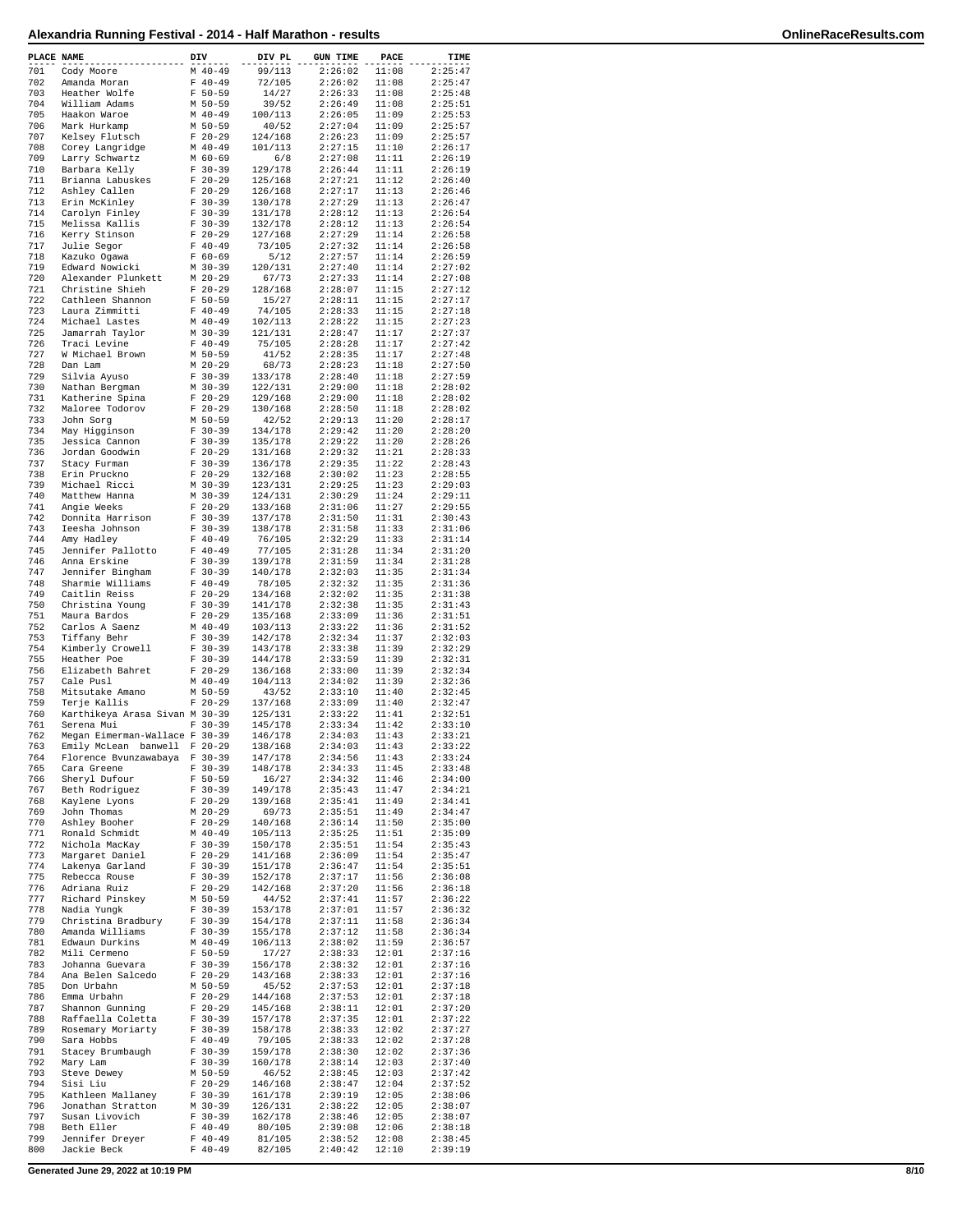# Alexandria Running Festival - 2014 - Half Marathon - results

| PLACE | NAME | DIV | DIV PL | GUN TIME | PACE | TIME |
|---|---|---|---|---|---|---|
| 701 | Cody Moore | M 40-49 | 99/113 | 2:26:02 | 11:08 | 2:25:47 |
| 702 | Amanda Moran | F 40-49 | 72/105 | 2:26:02 | 11:08 | 2:25:47 |
| 703 | Heather Wolfe | F 50-59 | 14/27 | 2:26:33 | 11:08 | 2:25:48 |
| 704 | William Adams | M 50-59 | 39/52 | 2:26:49 | 11:08 | 2:25:51 |
| 705 | Haakon Waroe | M 40-49 | 100/113 | 2:26:05 | 11:09 | 2:25:53 |
| 706 | Mark Hurkamp | M 50-59 | 40/52 | 2:27:04 | 11:09 | 2:25:57 |
| 707 | Kelsey Flutsch | F 20-29 | 124/168 | 2:26:23 | 11:09 | 2:25:57 |
| 708 | Corey Langridge | M 40-49 | 101/113 | 2:27:15 | 11:10 | 2:26:17 |
| 709 | Larry Schwartz | M 60-69 | 6/8 | 2:27:08 | 11:11 | 2:26:19 |
| 710 | Barbara Kelly | F 30-39 | 129/178 | 2:26:44 | 11:11 | 2:26:19 |
| 711 | Brianna Labuskes | F 20-29 | 125/168 | 2:27:21 | 11:12 | 2:26:40 |
| 712 | Ashley Callen | F 20-29 | 126/168 | 2:27:17 | 11:13 | 2:26:46 |
| 713 | Erin McKinley | F 30-39 | 130/178 | 2:27:29 | 11:13 | 2:26:47 |
| 714 | Carolyn Finley | F 30-39 | 131/178 | 2:28:12 | 11:13 | 2:26:54 |
| 715 | Melissa Kallis | F 30-39 | 132/178 | 2:28:12 | 11:13 | 2:26:54 |
| 716 | Kerry Stinson | F 20-29 | 127/168 | 2:27:29 | 11:14 | 2:26:58 |
| 717 | Julie Segor | F 40-49 | 73/105 | 2:27:32 | 11:14 | 2:26:58 |
| 718 | Kazuko Ogawa | F 60-69 | 5/12 | 2:27:57 | 11:14 | 2:26:59 |
| 719 | Edward Nowicki | M 30-39 | 120/131 | 2:27:40 | 11:14 | 2:27:02 |
| 720 | Alexander Plunkett | M 20-29 | 67/73 | 2:27:33 | 11:14 | 2:27:08 |
| 721 | Christine Shieh | F 20-29 | 128/168 | 2:28:07 | 11:15 | 2:27:12 |
| 722 | Cathleen Shannon | F 50-59 | 15/27 | 2:28:11 | 11:15 | 2:27:17 |
| 723 | Laura Zimmitti | F 40-49 | 74/105 | 2:28:33 | 11:15 | 2:27:18 |
| 724 | Michael Lastes | M 40-49 | 102/113 | 2:28:22 | 11:15 | 2:27:23 |
| 725 | Jamarrah Taylor | M 30-39 | 121/131 | 2:28:47 | 11:17 | 2:27:37 |
| 726 | Traci Levine | F 40-49 | 75/105 | 2:28:28 | 11:17 | 2:27:42 |
| 727 | W Michael Brown | M 50-59 | 41/52 | 2:28:35 | 11:17 | 2:27:48 |
| 728 | Dan Lam | M 20-29 | 68/73 | 2:28:23 | 11:18 | 2:27:50 |
| 729 | Silvia Ayuso | F 30-39 | 133/178 | 2:28:40 | 11:18 | 2:27:59 |
| 730 | Nathan Bergman | M 30-39 | 122/131 | 2:29:00 | 11:18 | 2:28:02 |
| 731 | Katherine Spina | F 20-29 | 129/168 | 2:29:00 | 11:18 | 2:28:02 |
| 732 | Maloree Todorov | F 20-29 | 130/168 | 2:28:50 | 11:18 | 2:28:02 |
| 733 | John Sorg | M 50-59 | 42/52 | 2:29:13 | 11:20 | 2:28:17 |
| 734 | May Higginson | F 30-39 | 134/178 | 2:29:42 | 11:20 | 2:28:20 |
| 735 | Jessica Cannon | F 30-39 | 135/178 | 2:29:22 | 11:20 | 2:28:26 |
| 736 | Jordan Goodwin | F 20-29 | 131/168 | 2:29:32 | 11:21 | 2:28:33 |
| 737 | Stacy Furman | F 30-39 | 136/178 | 2:29:35 | 11:22 | 2:28:43 |
| 738 | Erin Pruckno | F 20-29 | 132/168 | 2:30:02 | 11:23 | 2:28:55 |
| 739 | Michael Ricci | M 30-39 | 123/131 | 2:29:25 | 11:23 | 2:29:03 |
| 740 | Matthew Hanna | M 30-39 | 124/131 | 2:30:29 | 11:24 | 2:29:11 |
| 741 | Angie Weeks | F 20-29 | 133/168 | 2:31:06 | 11:27 | 2:29:55 |
| 742 | Donnita Harrison | F 30-39 | 137/178 | 2:31:50 | 11:31 | 2:30:43 |
| 743 | Ieesha Johnson | F 30-39 | 138/178 | 2:31:58 | 11:33 | 2:31:06 |
| 744 | Amy Hadley | F 40-49 | 76/105 | 2:32:29 | 11:33 | 2:31:14 |
| 745 | Jennifer Pallotto | F 40-49 | 77/105 | 2:31:28 | 11:34 | 2:31:20 |
| 746 | Anna Erskine | F 30-39 | 139/178 | 2:31:59 | 11:34 | 2:31:28 |
| 747 | Jennifer Bingham | F 30-39 | 140/178 | 2:32:03 | 11:35 | 2:31:34 |
| 748 | Sharmie Williams | F 40-49 | 78/105 | 2:32:32 | 11:35 | 2:31:36 |
| 749 | Caitlin Reiss | F 20-29 | 134/168 | 2:32:02 | 11:35 | 2:31:38 |
| 750 | Christina Young | F 30-39 | 141/178 | 2:32:38 | 11:35 | 2:31:43 |
| 751 | Maura Bardos | F 20-29 | 135/168 | 2:33:09 | 11:36 | 2:31:51 |
| 752 | Carlos A Saenz | M 40-49 | 103/113 | 2:33:22 | 11:36 | 2:31:52 |
| 753 | Tiffany Behr | F 30-39 | 142/178 | 2:32:34 | 11:37 | 2:32:03 |
| 754 | Kimberly Crowell | F 30-39 | 143/178 | 2:33:38 | 11:39 | 2:32:29 |
| 755 | Heather Poe | F 30-39 | 144/178 | 2:33:59 | 11:39 | 2:32:31 |
| 756 | Elizabeth Bahret | F 20-29 | 136/168 | 2:33:00 | 11:39 | 2:32:34 |
| 757 | Cale Pusl | M 40-49 | 104/113 | 2:34:02 | 11:39 | 2:32:36 |
| 758 | Mitsutake Amano | M 50-59 | 43/52 | 2:33:10 | 11:40 | 2:32:45 |
| 759 | Terje Kallis | F 20-29 | 137/168 | 2:33:09 | 11:40 | 2:32:47 |
| 760 | Karthikeya Arasa Sivan | M 30-39 | 125/131 | 2:33:22 | 11:41 | 2:32:51 |
| 761 | Serena Mui | F 30-39 | 145/178 | 2:33:34 | 11:42 | 2:33:10 |
| 762 | Megan Eimerman-Wallace | F 30-39 | 146/178 | 2:34:03 | 11:43 | 2:33:21 |
| 763 | Emily McLean banwell | F 20-29 | 138/168 | 2:34:03 | 11:43 | 2:33:22 |
| 764 | Florence Bvunzawabaya | F 30-39 | 147/178 | 2:34:56 | 11:43 | 2:33:24 |
| 765 | Cara Greene | F 30-39 | 148/178 | 2:34:33 | 11:45 | 2:33:48 |
| 766 | Sheryl Dufour | F 50-59 | 16/27 | 2:34:32 | 11:46 | 2:34:00 |
| 767 | Beth Rodriguez | F 30-39 | 149/178 | 2:35:43 | 11:47 | 2:34:21 |
| 768 | Kaylene Lyons | F 20-29 | 139/168 | 2:35:41 | 11:49 | 2:34:41 |
| 769 | John Thomas | M 20-29 | 69/73 | 2:35:51 | 11:49 | 2:34:47 |
| 770 | Ashley Booher | F 20-29 | 140/168 | 2:36:14 | 11:50 | 2:35:00 |
| 771 | Ronald Schmidt | M 40-49 | 105/113 | 2:35:25 | 11:51 | 2:35:09 |
| 772 | Nichola MacKay | F 30-39 | 150/178 | 2:35:51 | 11:54 | 2:35:43 |
| 773 | Margaret Daniel | F 20-29 | 141/168 | 2:36:09 | 11:54 | 2:35:47 |
| 774 | Lakenya Garland | F 30-39 | 151/178 | 2:36:47 | 11:54 | 2:35:51 |
| 775 | Rebecca Rouse | F 30-39 | 152/178 | 2:37:17 | 11:56 | 2:36:08 |
| 776 | Adriana Ruiz | F 20-29 | 142/168 | 2:37:20 | 11:56 | 2:36:18 |
| 777 | Richard Pinskey | M 50-59 | 44/52 | 2:37:41 | 11:57 | 2:36:22 |
| 778 | Nadia Yungk | F 30-39 | 153/178 | 2:37:01 | 11:57 | 2:36:32 |
| 779 | Christina Bradbury | F 30-39 | 154/178 | 2:37:11 | 11:58 | 2:36:34 |
| 780 | Amanda Williams | F 30-39 | 155/178 | 2:37:12 | 11:58 | 2:36:34 |
| 781 | Edwaun Durkins | M 40-49 | 106/113 | 2:38:02 | 11:59 | 2:36:57 |
| 782 | Mili Cermeno | F 50-59 | 17/27 | 2:38:33 | 12:01 | 2:37:16 |
| 783 | Johanna Guevara | F 30-39 | 156/178 | 2:38:32 | 12:01 | 2:37:16 |
| 784 | Ana Belen Salcedo | F 20-29 | 143/168 | 2:38:33 | 12:01 | 2:37:16 |
| 785 | Don Urbahn | M 50-59 | 45/52 | 2:37:53 | 12:01 | 2:37:18 |
| 786 | Emma Urbahn | F 20-29 | 144/168 | 2:37:53 | 12:01 | 2:37:18 |
| 787 | Shannon Gunning | F 20-29 | 145/168 | 2:38:11 | 12:01 | 2:37:20 |
| 788 | Raffaella Coletta | F 30-39 | 157/178 | 2:37:35 | 12:01 | 2:37:22 |
| 789 | Rosemary Moriarty | F 30-39 | 158/178 | 2:38:33 | 12:02 | 2:37:27 |
| 790 | Sara Hobbs | F 40-49 | 79/105 | 2:38:33 | 12:02 | 2:37:28 |
| 791 | Stacey Brumbaugh | F 30-39 | 159/178 | 2:38:30 | 12:02 | 2:37:36 |
| 792 | Mary Lam | F 30-39 | 160/178 | 2:38:14 | 12:03 | 2:37:40 |
| 793 | Steve Dewey | M 50-59 | 46/52 | 2:38:45 | 12:03 | 2:37:42 |
| 794 | Sisi Liu | F 20-29 | 146/168 | 2:38:47 | 12:04 | 2:37:52 |
| 795 | Kathleen Mallaney | F 30-39 | 161/178 | 2:39:19 | 12:05 | 2:38:06 |
| 796 | Jonathan Stratton | M 30-39 | 126/131 | 2:38:22 | 12:05 | 2:38:07 |
| 797 | Susan Livovich | F 30-39 | 162/178 | 2:38:46 | 12:05 | 2:38:07 |
| 798 | Beth Eller | F 40-49 | 80/105 | 2:39:08 | 12:06 | 2:38:18 |
| 799 | Jennifer Dreyer | F 40-49 | 81/105 | 2:38:52 | 12:08 | 2:38:45 |
| 800 | Jackie Beck | F 40-49 | 82/105 | 2:40:42 | 12:10 | 2:39:19 |

Generated June 29, 2022 at 10:19 PM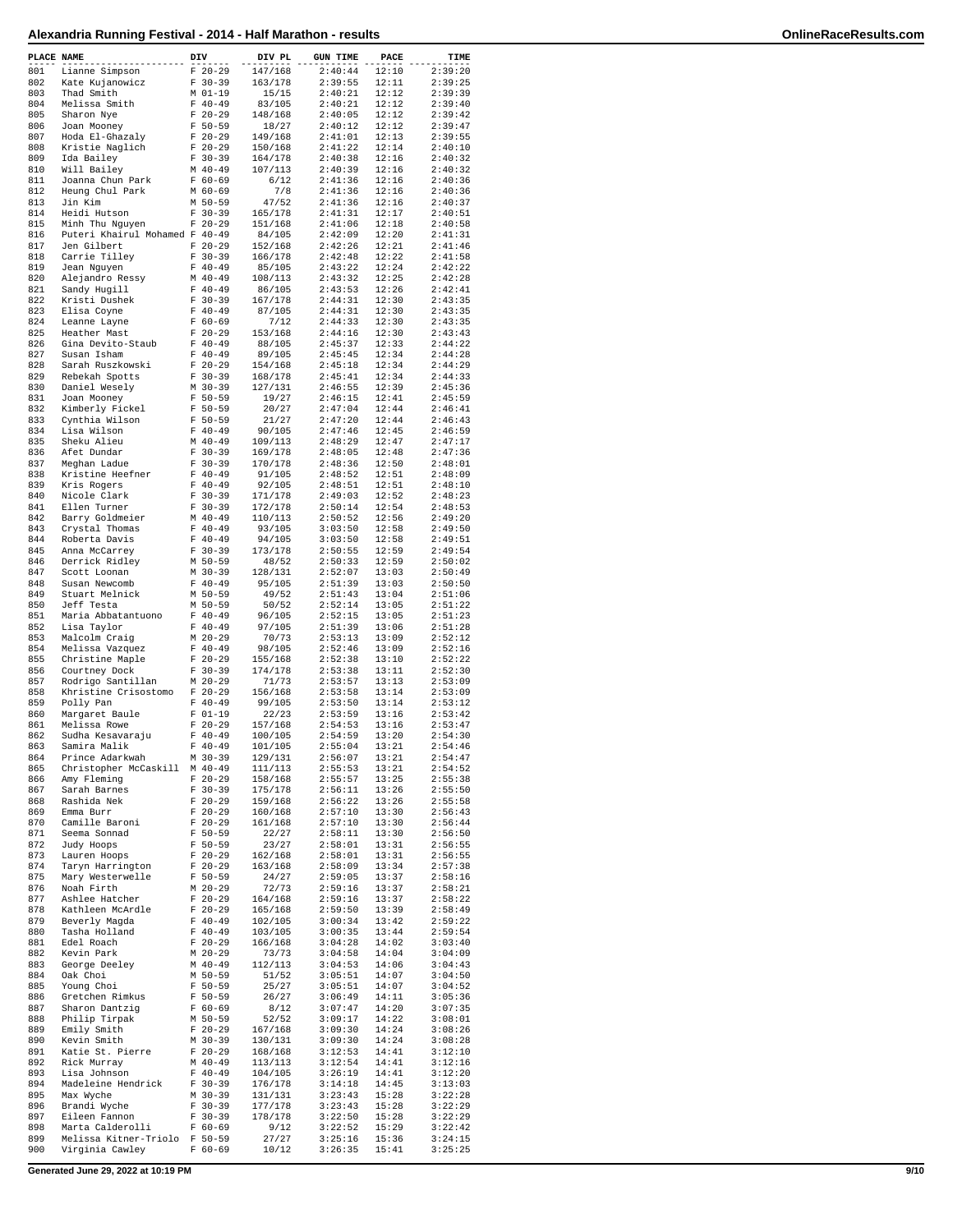# Alexandria Running Festival - 2014 - Half Marathon - results

| PLACE | NAME | DIV | DIV PL | GUN TIME | PACE | TIME |
|---|---|---|---|---|---|---|
| 801 | Lianne Simpson | F 20-29 | 147/168 | 2:40:44 | 12:10 | 2:39:20 |
| 802 | Kate Kujanowicz | F 30-39 | 163/178 | 2:39:55 | 12:11 | 2:39:25 |
| 803 | Thad Smith | M 01-19 | 15/15 | 2:40:21 | 12:12 | 2:39:39 |
| 804 | Melissa Smith | F 40-49 | 83/105 | 2:40:21 | 12:12 | 2:39:40 |
| 805 | Sharon Nye | F 20-29 | 148/168 | 2:40:05 | 12:12 | 2:39:42 |
| 806 | Joan Mooney | F 50-59 | 18/27 | 2:40:12 | 12:12 | 2:39:47 |
| 807 | Hoda El-Ghazaly | F 20-29 | 149/168 | 2:41:01 | 12:13 | 2:39:55 |
| 808 | Kristie Naglich | F 20-29 | 150/168 | 2:41:22 | 12:14 | 2:40:10 |
| 809 | Ida Bailey | F 30-39 | 164/178 | 2:40:38 | 12:16 | 2:40:32 |
| 810 | Will Bailey | M 40-49 | 107/113 | 2:40:39 | 12:16 | 2:40:32 |
| 811 | Joanna Chun Park | F 60-69 | 6/12 | 2:41:36 | 12:16 | 2:40:36 |
| 812 | Heung Chul Park | M 60-69 | 7/8 | 2:41:36 | 12:16 | 2:40:36 |
| 813 | Jin Kim | M 50-59 | 47/52 | 2:41:36 | 12:16 | 2:40:37 |
| 814 | Heidi Hutson | F 30-39 | 165/178 | 2:41:31 | 12:17 | 2:40:51 |
| 815 | Minh Thu Nguyen | F 20-29 | 151/168 | 2:41:06 | 12:18 | 2:40:58 |
| 816 | Puteri Khairul Mohamed | F 40-49 | 84/105 | 2:42:09 | 12:20 | 2:41:31 |
| 817 | Jen Gilbert | F 20-29 | 152/168 | 2:42:26 | 12:21 | 2:41:46 |
| 818 | Carrie Tilley | F 30-39 | 166/178 | 2:42:48 | 12:22 | 2:41:58 |
| 819 | Jean Nguyen | F 40-49 | 85/105 | 2:43:22 | 12:24 | 2:42:22 |
| 820 | Alejandro Ressy | M 40-49 | 108/113 | 2:43:32 | 12:25 | 2:42:28 |
| 821 | Sandy Hugill | F 40-49 | 86/105 | 2:43:53 | 12:26 | 2:42:41 |
| 822 | Kristi Dushek | F 30-39 | 167/178 | 2:44:31 | 12:30 | 2:43:35 |
| 823 | Elisa Coyne | F 40-49 | 87/105 | 2:44:31 | 12:30 | 2:43:35 |
| 824 | Leanne Layne | F 60-69 | 7/12 | 2:44:33 | 12:30 | 2:43:35 |
| 825 | Heather Mast | F 20-29 | 153/168 | 2:44:16 | 12:30 | 2:43:43 |
| 826 | Gina Devito-Staub | F 40-49 | 88/105 | 2:45:37 | 12:33 | 2:44:22 |
| 827 | Susan Isham | F 40-49 | 89/105 | 2:45:45 | 12:34 | 2:44:28 |
| 828 | Sarah Ruszkowski | F 20-29 | 154/168 | 2:45:18 | 12:34 | 2:44:29 |
| 829 | Rebekah Spotts | F 30-39 | 168/178 | 2:45:41 | 12:34 | 2:44:33 |
| 830 | Daniel Wesely | M 30-39 | 127/131 | 2:46:55 | 12:39 | 2:45:36 |
| 831 | Joan Mooney | F 50-59 | 19/27 | 2:46:15 | 12:41 | 2:45:59 |
| 832 | Kimberly Fickel | F 50-59 | 20/27 | 2:47:04 | 12:44 | 2:46:41 |
| 833 | Cynthia Wilson | F 50-59 | 21/27 | 2:47:20 | 12:44 | 2:46:43 |
| 834 | Lisa Wilson | F 40-49 | 90/105 | 2:47:46 | 12:45 | 2:46:59 |
| 835 | Sheku Alieu | M 40-49 | 109/113 | 2:48:29 | 12:47 | 2:47:17 |
| 836 | Afet Dundar | F 30-39 | 169/178 | 2:48:05 | 12:48 | 2:47:36 |
| 837 | Meghan Ladue | F 30-39 | 170/178 | 2:48:36 | 12:50 | 2:48:01 |
| 838 | Kristine Heefner | F 40-49 | 91/105 | 2:48:52 | 12:51 | 2:48:09 |
| 839 | Kris Rogers | F 40-49 | 92/105 | 2:48:51 | 12:51 | 2:48:10 |
| 840 | Nicole Clark | F 30-39 | 171/178 | 2:49:03 | 12:52 | 2:48:23 |
| 841 | Ellen Turner | F 30-39 | 172/178 | 2:50:14 | 12:54 | 2:48:53 |
| 842 | Barry Goldmeier | M 40-49 | 110/113 | 2:50:52 | 12:56 | 2:49:20 |
| 843 | Crystal Thomas | F 40-49 | 93/105 | 3:03:50 | 12:58 | 2:49:50 |
| 844 | Roberta Davis | F 40-49 | 94/105 | 3:03:50 | 12:58 | 2:49:51 |
| 845 | Anna McCarrey | F 30-39 | 173/178 | 2:50:55 | 12:59 | 2:49:54 |
| 846 | Derrick Ridley | M 50-59 | 48/52 | 2:50:33 | 12:59 | 2:50:02 |
| 847 | Scott Loonan | M 30-39 | 128/131 | 2:52:07 | 13:03 | 2:50:49 |
| 848 | Susan Newcomb | F 40-49 | 95/105 | 2:51:39 | 13:03 | 2:50:50 |
| 849 | Stuart Melnick | M 50-59 | 49/52 | 2:51:43 | 13:04 | 2:51:06 |
| 850 | Jeff Testa | M 50-59 | 50/52 | 2:52:14 | 13:05 | 2:51:22 |
| 851 | Maria Abbatantuono | F 40-49 | 96/105 | 2:52:15 | 13:05 | 2:51:23 |
| 852 | Lisa Taylor | F 40-49 | 97/105 | 2:51:39 | 13:06 | 2:51:28 |
| 853 | Malcolm Craig | M 20-29 | 70/73 | 2:53:13 | 13:09 | 2:52:12 |
| 854 | Melissa Vazquez | F 40-49 | 98/105 | 2:52:46 | 13:09 | 2:52:16 |
| 855 | Christine Maple | F 20-29 | 155/168 | 2:52:38 | 13:10 | 2:52:22 |
| 856 | Courtney Dock | F 30-39 | 174/178 | 2:53:38 | 13:11 | 2:52:30 |
| 857 | Rodrigo Santillan | M 20-29 | 71/73 | 2:53:57 | 13:13 | 2:53:09 |
| 858 | Khristine Crisostomo | F 20-29 | 156/168 | 2:53:58 | 13:14 | 2:53:09 |
| 859 | Polly Pan | F 40-49 | 99/105 | 2:53:50 | 13:14 | 2:53:12 |
| 860 | Margaret Baule | F 01-19 | 22/23 | 2:53:59 | 13:16 | 2:53:42 |
| 861 | Melissa Rowe | F 20-29 | 157/168 | 2:54:53 | 13:16 | 2:53:47 |
| 862 | Sudha Kesavaraju | F 40-49 | 100/105 | 2:54:59 | 13:20 | 2:54:30 |
| 863 | Samira Malik | F 40-49 | 101/105 | 2:55:04 | 13:21 | 2:54:46 |
| 864 | Prince Adarkwah | M 30-39 | 129/131 | 2:56:07 | 13:21 | 2:54:47 |
| 865 | Christopher McCaskill | M 40-49 | 111/113 | 2:55:53 | 13:21 | 2:54:52 |
| 866 | Amy Fleming | F 20-29 | 158/168 | 2:55:57 | 13:25 | 2:55:38 |
| 867 | Sarah Barnes | F 30-39 | 175/178 | 2:56:11 | 13:26 | 2:55:50 |
| 868 | Rashida Nek | F 20-29 | 159/168 | 2:56:22 | 13:26 | 2:55:58 |
| 869 | Emma Burr | F 20-29 | 160/168 | 2:57:10 | 13:30 | 2:56:43 |
| 870 | Camille Baroni | F 20-29 | 161/168 | 2:57:10 | 13:30 | 2:56:44 |
| 871 | Seema Sonnad | F 50-59 | 22/27 | 2:58:11 | 13:30 | 2:56:50 |
| 872 | Judy Hoops | F 50-59 | 23/27 | 2:58:01 | 13:31 | 2:56:55 |
| 873 | Lauren Hoops | F 20-29 | 162/168 | 2:58:01 | 13:31 | 2:56:55 |
| 874 | Taryn Harrington | F 20-29 | 163/168 | 2:58:09 | 13:34 | 2:57:38 |
| 875 | Mary Westerwelle | F 50-59 | 24/27 | 2:59:05 | 13:37 | 2:58:16 |
| 876 | Noah Firth | M 20-29 | 72/73 | 2:59:16 | 13:37 | 2:58:21 |
| 877 | Ashlee Hatcher | F 20-29 | 164/168 | 2:59:16 | 13:37 | 2:58:22 |
| 878 | Kathleen McArdle | F 20-29 | 165/168 | 2:59:50 | 13:39 | 2:58:49 |
| 879 | Beverly Magda | F 40-49 | 102/105 | 3:00:34 | 13:42 | 2:59:22 |
| 880 | Tasha Holland | F 40-49 | 103/105 | 3:00:35 | 13:44 | 2:59:54 |
| 881 | Edel Roach | F 20-29 | 166/168 | 3:04:28 | 14:02 | 3:03:40 |
| 882 | Kevin Park | M 20-29 | 73/73 | 3:04:58 | 14:04 | 3:04:09 |
| 883 | George Deeley | M 40-49 | 112/113 | 3:04:53 | 14:06 | 3:04:43 |
| 884 | Oak Choi | M 50-59 | 51/52 | 3:05:51 | 14:07 | 3:04:50 |
| 885 | Young Choi | F 50-59 | 25/27 | 3:05:51 | 14:07 | 3:04:52 |
| 886 | Gretchen Rimkus | F 50-59 | 26/27 | 3:06:49 | 14:11 | 3:05:36 |
| 887 | Sharon Dantzig | F 60-69 | 8/12 | 3:07:47 | 14:20 | 3:07:35 |
| 888 | Philip Tirpak | M 50-59 | 52/52 | 3:09:17 | 14:22 | 3:08:01 |
| 889 | Emily Smith | F 20-29 | 167/168 | 3:09:30 | 14:24 | 3:08:26 |
| 890 | Kevin Smith | M 30-39 | 130/131 | 3:09:30 | 14:24 | 3:08:28 |
| 891 | Katie St. Pierre | F 20-29 | 168/168 | 3:12:53 | 14:41 | 3:12:10 |
| 892 | Rick Murray | M 40-49 | 113/113 | 3:12:54 | 14:41 | 3:12:16 |
| 893 | Lisa Johnson | F 40-49 | 104/105 | 3:26:19 | 14:41 | 3:12:20 |
| 894 | Madeleine Hendrick | F 30-39 | 176/178 | 3:14:18 | 14:45 | 3:13:03 |
| 895 | Max Wyche | M 30-39 | 131/131 | 3:23:43 | 15:28 | 3:22:28 |
| 896 | Brandi Wyche | F 30-39 | 177/178 | 3:23:43 | 15:28 | 3:22:29 |
| 897 | Eileen Fannon | F 30-39 | 178/178 | 3:22:50 | 15:28 | 3:22:29 |
| 898 | Marta Calderolli | F 60-69 | 9/12 | 3:22:52 | 15:29 | 3:22:42 |
| 899 | Melissa Kitner-Triolo | F 50-59 | 27/27 | 3:25:16 | 15:36 | 3:24:15 |
| 900 | Virginia Cawley | F 60-69 | 10/12 | 3:26:35 | 15:41 | 3:25:25 |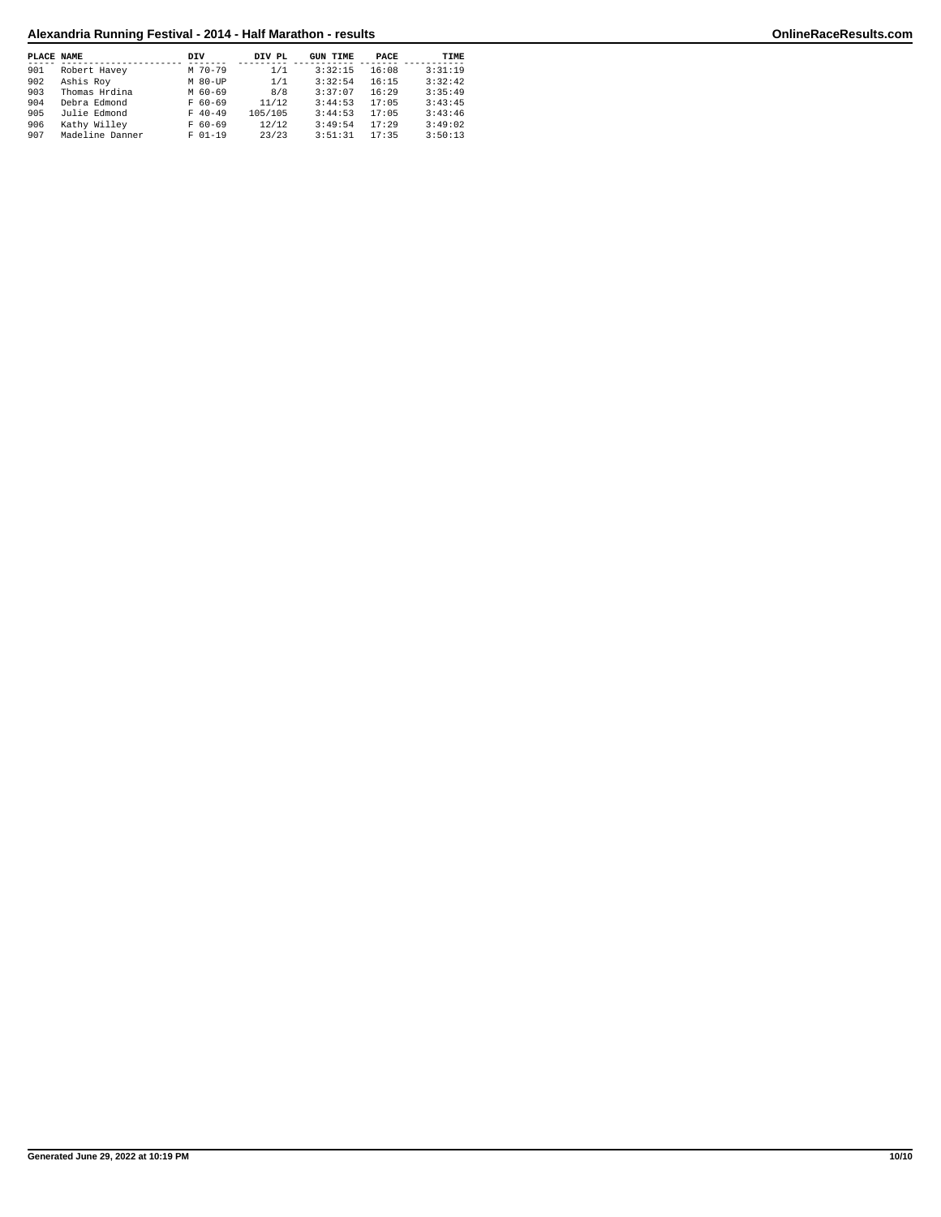# Alexandria Running Festival - 2014 - Half Marathon - results

| PLACE | NAME | DIV | DIV PL | GUN TIME | PACE | TIME |
|---|---|---|---|---|---|---|
| 901 | Robert Havey | M 70-79 | 1/1 | 3:32:15 | 16:08 | 3:31:19 |
| 902 | Ashis Roy | M 80-UP | 1/1 | 3:32:54 | 16:15 | 3:32:42 |
| 903 | Thomas Hrdina | M 60-69 | 8/8 | 3:37:07 | 16:29 | 3:35:49 |
| 904 | Debra Edmond | F 60-69 | 11/12 | 3:44:53 | 17:05 | 3:43:45 |
| 905 | Julie Edmond | F 40-49 | 105/105 | 3:44:53 | 17:05 | 3:43:46 |
| 906 | Kathy Willey | F 60-69 | 12/12 | 3:49:54 | 17:29 | 3:49:02 |
| 907 | Madeline Danner | F 01-19 | 23/23 | 3:51:31 | 17:35 | 3:50:13 |

Generated June 29, 2022 at 10:19 PM